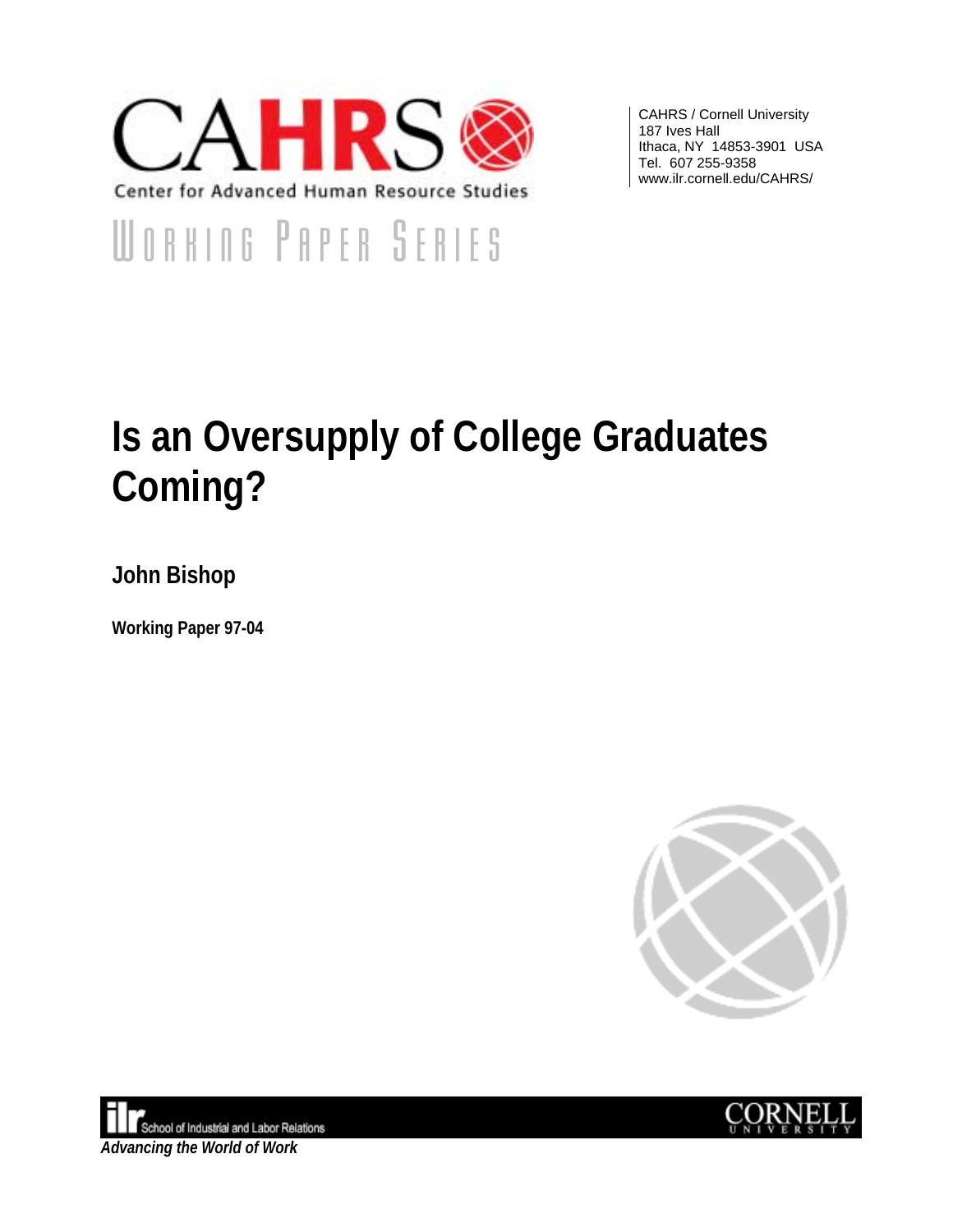CAHRS

Center for Advanced Human Resource Studies

WORKING PAPER SERIES

CAHRS / Cornell University
187 Ives Hall
Ithaca, NY 14853-3901 USA
Tel. 607 255-9358
www.ilr.cornell.edu/CAHRS/

# Is an Oversupply of College Graduates Coming?

**John Bishop**

**Working Paper 97-04**

ilr School of Industrial and Labor Relations

*Advancing the World of Work*

CORNELL UNIVERSITY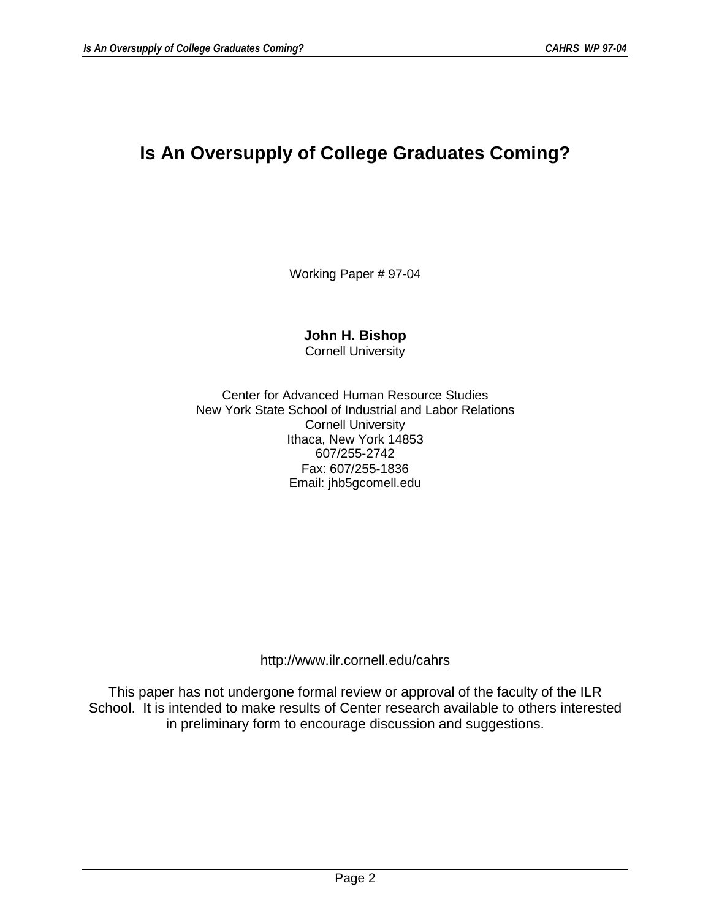# Is An Oversupply of College Graduates Coming?

Working Paper # 97-04

**John H. Bishop**
Cornell University

Center for Advanced Human Resource Studies
New York State School of Industrial and Labor Relations
Cornell University
Ithaca, New York 14853
607/255-2742
Fax: 607/255-1836
Email: jhb5gcomell.edu

http://www.ilr.cornell.edu/cahrs

This paper has not undergone formal review or approval of the faculty of the ILR School. It is intended to make results of Center research available to others interested in preliminary form to encourage discussion and suggestions.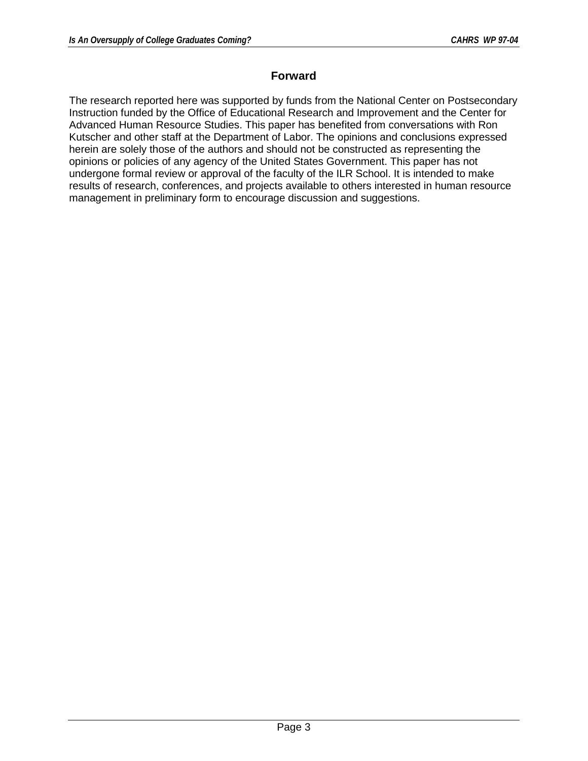## Forward

The research reported here was supported by funds from the National Center on Postsecondary Instruction funded by the Office of Educational Research and Improvement and the Center for Advanced Human Resource Studies. This paper has benefited from conversations with Ron Kutscher and other staff at the Department of Labor. The opinions and conclusions expressed herein are solely those of the authors and should not be constructed as representing the opinions or policies of any agency of the United States Government. This paper has not undergone formal review or approval of the faculty of the ILR School. It is intended to make results of research, conferences, and projects available to others interested in human resource management in preliminary form to encourage discussion and suggestions.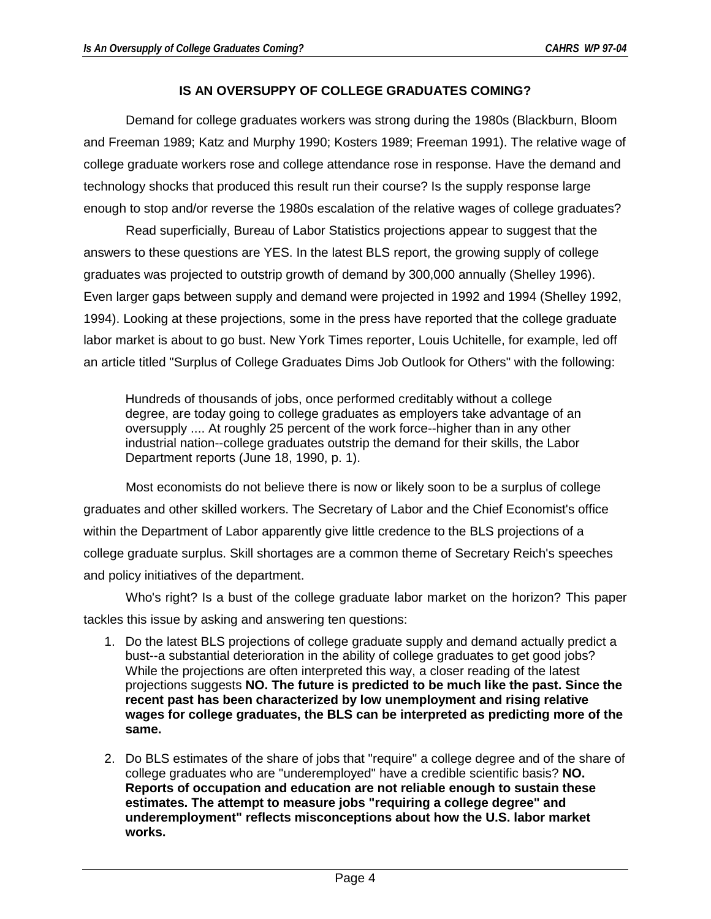## IS AN OVERSUPPY OF COLLEGE GRADUATES COMING?

Demand for college graduates workers was strong during the 1980s (Blackburn, Bloom and Freeman 1989; Katz and Murphy 1990; Kosters 1989; Freeman 1991). The relative wage of college graduate workers rose and college attendance rose in response. Have the demand and technology shocks that produced this result run their course? Is the supply response large enough to stop and/or reverse the 1980s escalation of the relative wages of college graduates?

Read superficially, Bureau of Labor Statistics projections appear to suggest that the answers to these questions are YES. In the latest BLS report, the growing supply of college graduates was projected to outstrip growth of demand by 300,000 annually (Shelley 1996). Even larger gaps between supply and demand were projected in 1992 and 1994 (Shelley 1992, 1994). Looking at these projections, some in the press have reported that the college graduate labor market is about to go bust. New York Times reporter, Louis Uchitelle, for example, led off an article titled "Surplus of College Graduates Dims Job Outlook for Others" with the following:

> Hundreds of thousands of jobs, once performed creditably without a college degree, are today going to college graduates as employers take advantage of an oversupply .... At roughly 25 percent of the work force--higher than in any other industrial nation--college graduates outstrip the demand for their skills, the Labor Department reports (June 18, 1990, p. 1).

Most economists do not believe there is now or likely soon to be a surplus of college graduates and other skilled workers. The Secretary of Labor and the Chief Economist's office within the Department of Labor apparently give little credence to the BLS projections of a college graduate surplus. Skill shortages are a common theme of Secretary Reich's speeches and policy initiatives of the department.

Who's right? Is a bust of the college graduate labor market on the horizon? This paper tackles this issue by asking and answering ten questions:

1. Do the latest BLS projections of college graduate supply and demand actually predict a bust--a substantial deterioration in the ability of college graduates to get good jobs? While the projections are often interpreted this way, a closer reading of the latest projections suggests **NO. The future is predicted to be much like the past. Since the recent past has been characterized by low unemployment and rising relative wages for college graduates, the BLS can be interpreted as predicting more of the same.**

2. Do BLS estimates of the share of jobs that "require" a college degree and of the share of college graduates who are "underemployed" have a credible scientific basis? **NO. Reports of occupation and education are not reliable enough to sustain these estimates. The attempt to measure jobs "requiring a college degree" and underemployment" reflects misconceptions about how the U.S. labor market works.**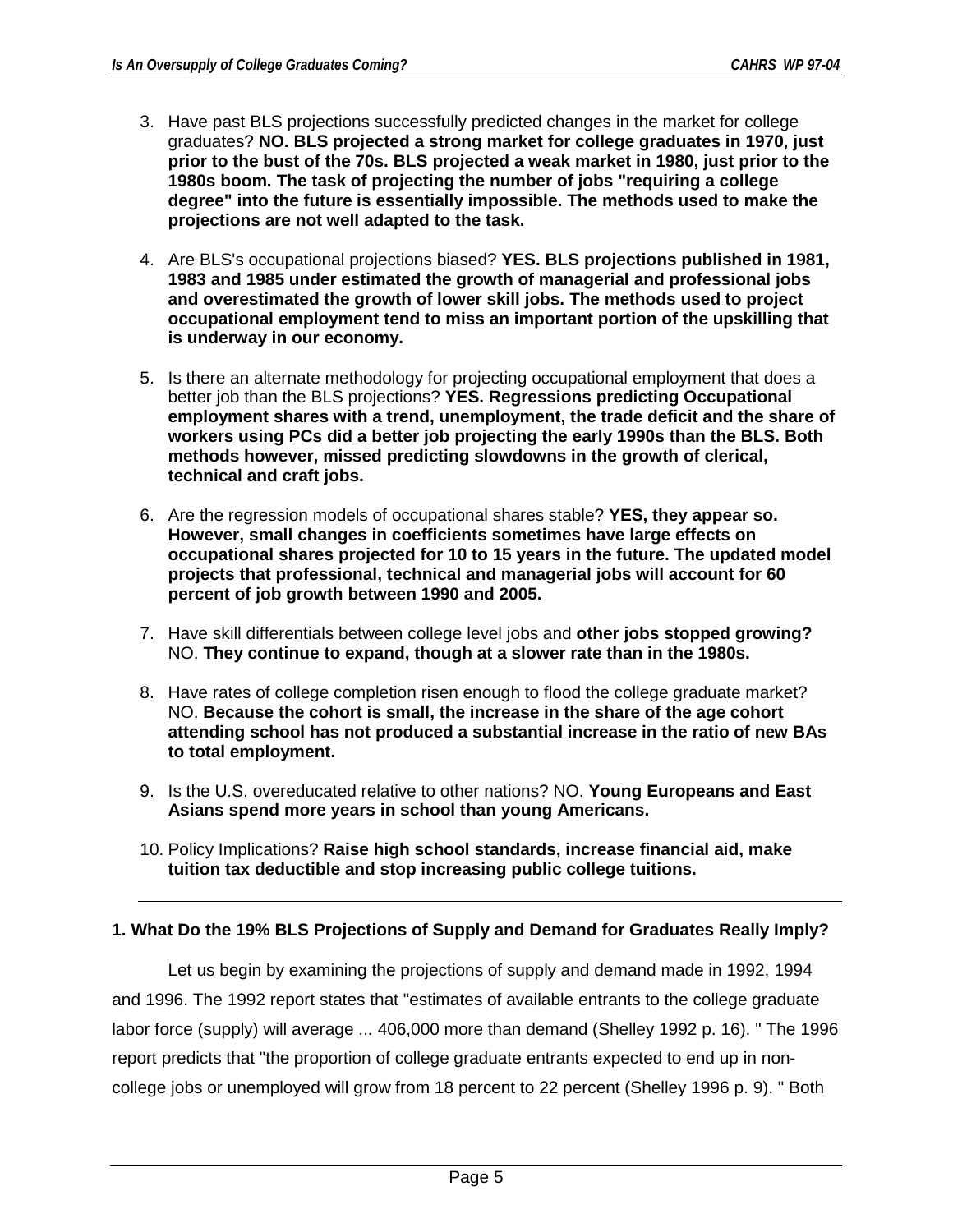3. Have past BLS projections successfully predicted changes in the market for college graduates? **NO. BLS projected a strong market for college graduates in 1970, just prior to the bust of the 70s. BLS projected a weak market in 1980, just prior to the 1980s boom. The task of projecting the number of jobs "requiring a college degree" into the future is essentially impossible. The methods used to make the projections are not well adapted to the task.**

4. Are BLS's occupational projections biased? **YES. BLS projections published in 1981, 1983 and 1985 under estimated the growth of managerial and professional jobs and overestimated the growth of lower skill jobs. The methods used to project occupational employment tend to miss an important portion of the upskilling that is underway in our economy.**

5. Is there an alternate methodology for projecting occupational employment that does a better job than the BLS projections? **YES. Regressions predicting Occupational employment shares with a trend, unemployment, the trade deficit and the share of workers using PCs did a better job projecting the early 1990s than the BLS. Both methods however, missed predicting slowdowns in the growth of clerical, technical and craft jobs.**

6. Are the regression models of occupational shares stable? **YES, they appear so. However, small changes in coefficients sometimes have large effects on occupational shares projected for 10 to 15 years in the future. The updated model projects that professional, technical and managerial jobs will account for 60 percent of job growth between 1990 and 2005.**

7. Have skill differentials between college level jobs and **other jobs stopped growing?** NO. **They continue to expand, though at a slower rate than in the 1980s.**

8. Have rates of college completion risen enough to flood the college graduate market? NO. **Because the cohort is small, the increase in the share of the age cohort attending school has not produced a substantial increase in the ratio of new BAs to total employment.**

9. Is the U.S. overeducated relative to other nations? NO. **Young Europeans and East Asians spend more years in school than young Americans.**

10. Policy Implications? **Raise high school standards, increase financial aid, make tuition tax deductible and stop increasing public college tuitions.**

---

### 1. What Do the 19% BLS Projections of Supply and Demand for Graduates Really Imply?

Let us begin by examining the projections of supply and demand made in 1992, 1994 and 1996. The 1992 report states that "estimates of available entrants to the college graduate labor force (supply) will average ... 406,000 more than demand (Shelley 1992 p. 16). " The 1996 report predicts that "the proportion of college graduate entrants expected to end up in non-college jobs or unemployed will grow from 18 percent to 22 percent (Shelley 1996 p. 9). " Both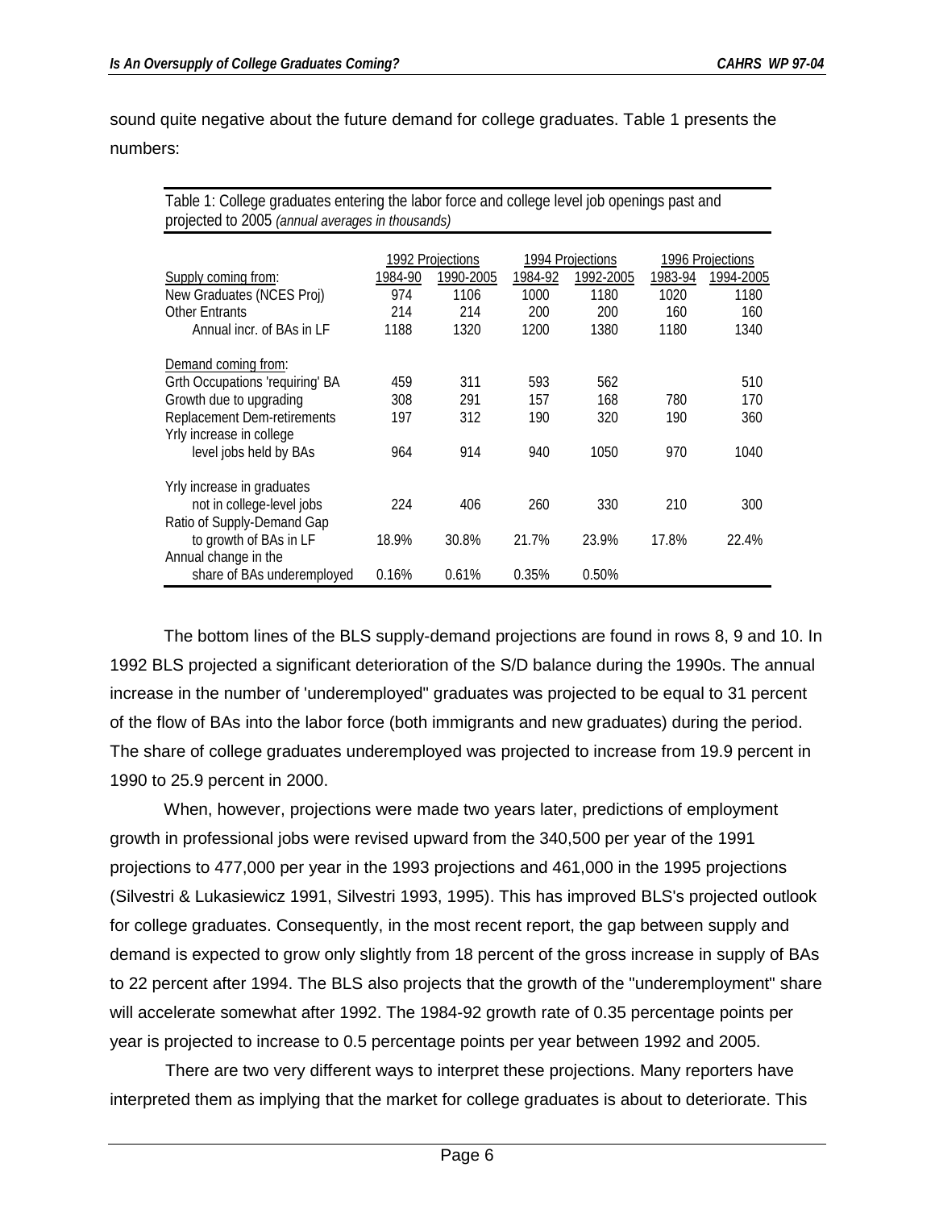sound quite negative about the future demand for college graduates. Table 1 presents the numbers:

Table 1: College graduates entering the labor force and college level job openings past and projected to 2005 *(annual averages in thousands)*

| | 1992 Projections | | 1994 Projections | | 1996 Projections | |
|---|---|---|---|---|---|---|
| Supply coming from: | 1984-90 | 1990-2005 | 1984-92 | 1992-2005 | 1983-94 | 1994-2005 |
| New Graduates (NCES Proj) | 974 | 1106 | 1000 | 1180 | 1020 | 1180 |
| Other Entrants | 214 | 214 | 200 | 200 | 160 | 160 |
| Annual incr. of BAs in LF | 1188 | 1320 | 1200 | 1380 | 1180 | 1340 |
| Demand coming from: | | | | | | |
| Grth Occupations 'requiring' BA | 459 | 311 | 593 | 562 | | 510 |
| Growth due to upgrading | 308 | 291 | 157 | 168 | 780 | 170 |
| Replacement Dem-retirements | 197 | 312 | 190 | 320 | 190 | 360 |
| Yrly increase in college level jobs held by BAs | 964 | 914 | 940 | 1050 | 970 | 1040 |
| Yrly increase in graduates not in college-level jobs | 224 | 406 | 260 | 330 | 210 | 300 |
| Ratio of Supply-Demand Gap to growth of BAs in LF | 18.9% | 30.8% | 21.7% | 23.9% | 17.8% | 22.4% |
| Annual change in the share of BAs underemployed | 0.16% | 0.61% | 0.35% | 0.50% | | |

The bottom lines of the BLS supply-demand projections are found in rows 8, 9 and 10. In 1992 BLS projected a significant deterioration of the S/D balance during the 1990s. The annual increase in the number of 'underemployed" graduates was projected to be equal to 31 percent of the flow of BAs into the labor force (both immigrants and new graduates) during the period. The share of college graduates underemployed was projected to increase from 19.9 percent in 1990 to 25.9 percent in 2000.

When, however, projections were made two years later, predictions of employment growth in professional jobs were revised upward from the 340,500 per year of the 1991 projections to 477,000 per year in the 1993 projections and 461,000 in the 1995 projections (Silvestri & Lukasiewicz 1991, Silvestri 1993, 1995). This has improved BLS's projected outlook for college graduates. Consequently, in the most recent report, the gap between supply and demand is expected to grow only slightly from 18 percent of the gross increase in supply of BAs to 22 percent after 1994. The BLS also projects that the growth of the "underemployment" share will accelerate somewhat after 1992. The 1984-92 growth rate of 0.35 percentage points per year is projected to increase to 0.5 percentage points per year between 1992 and 2005.

There are two very different ways to interpret these projections. Many reporters have interpreted them as implying that the market for college graduates is about to deteriorate. This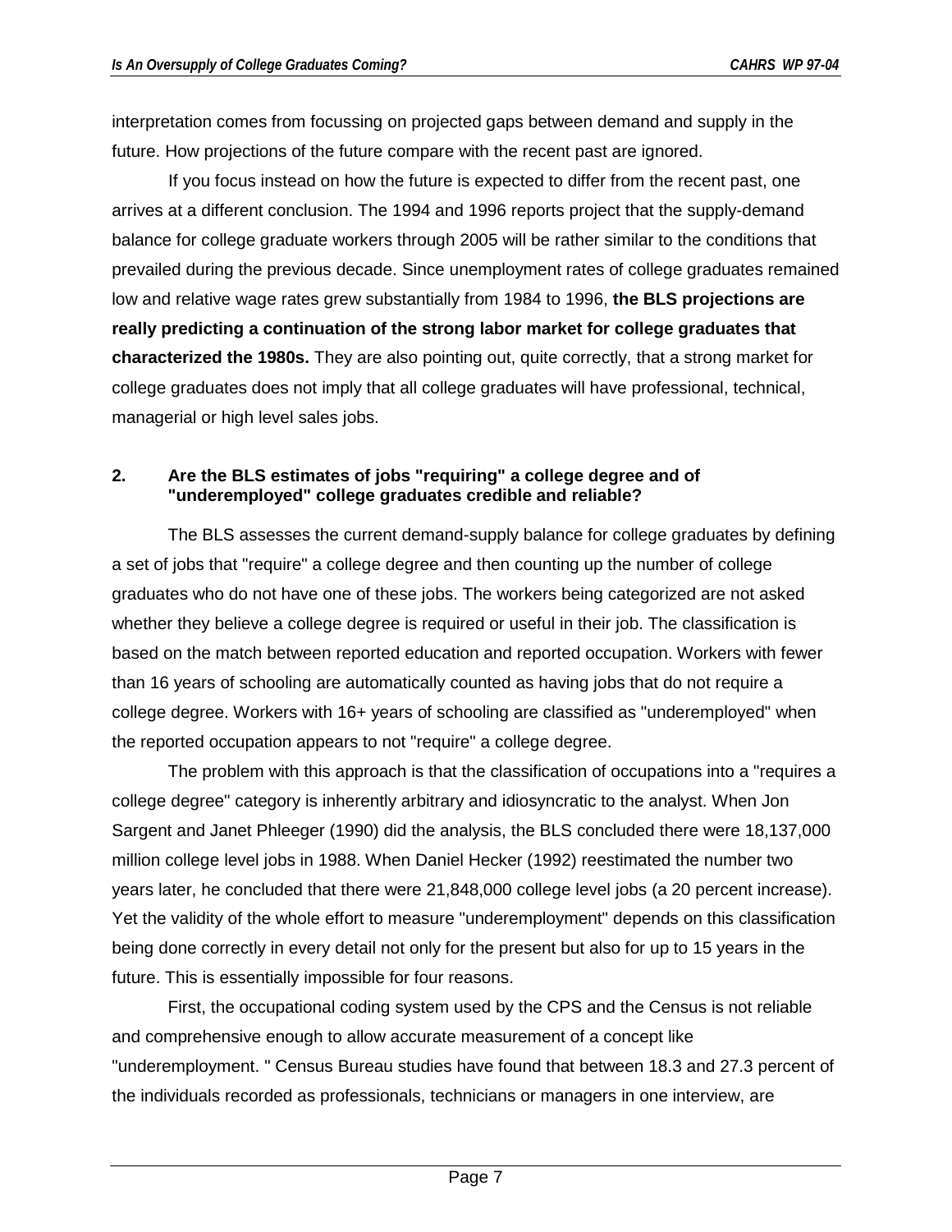interpretation comes from focussing on projected gaps between demand and supply in the future. How projections of the future compare with the recent past are ignored.

If you focus instead on how the future is expected to differ from the recent past, one arrives at a different conclusion. The 1994 and 1996 reports project that the supply-demand balance for college graduate workers through 2005 will be rather similar to the conditions that prevailed during the previous decade. Since unemployment rates of college graduates remained low and relative wage rates grew substantially from 1984 to 1996, **the BLS projections are really predicting a continuation of the strong labor market for college graduates that characterized the 1980s.** They are also pointing out, quite correctly, that a strong market for college graduates does not imply that all college graduates will have professional, technical, managerial or high level sales jobs.

### 2. Are the BLS estimates of jobs "requiring" a college degree and of "underemployed" college graduates credible and reliable?

The BLS assesses the current demand-supply balance for college graduates by defining a set of jobs that "require" a college degree and then counting up the number of college graduates who do not have one of these jobs. The workers being categorized are not asked whether they believe a college degree is required or useful in their job. The classification is based on the match between reported education and reported occupation. Workers with fewer than 16 years of schooling are automatically counted as having jobs that do not require a college degree. Workers with 16+ years of schooling are classified as "underemployed" when the reported occupation appears to not "require" a college degree.

The problem with this approach is that the classification of occupations into a "requires a college degree" category is inherently arbitrary and idiosyncratic to the analyst. When Jon Sargent and Janet Phleeger (1990) did the analysis, the BLS concluded there were 18,137,000 million college level jobs in 1988. When Daniel Hecker (1992) reestimated the number two years later, he concluded that there were 21,848,000 college level jobs (a 20 percent increase). Yet the validity of the whole effort to measure "underemployment" depends on this classification being done correctly in every detail not only for the present but also for up to 15 years in the future. This is essentially impossible for four reasons.

First, the occupational coding system used by the CPS and the Census is not reliable and comprehensive enough to allow accurate measurement of a concept like "underemployment. " Census Bureau studies have found that between 18.3 and 27.3 percent of the individuals recorded as professionals, technicians or managers in one interview, are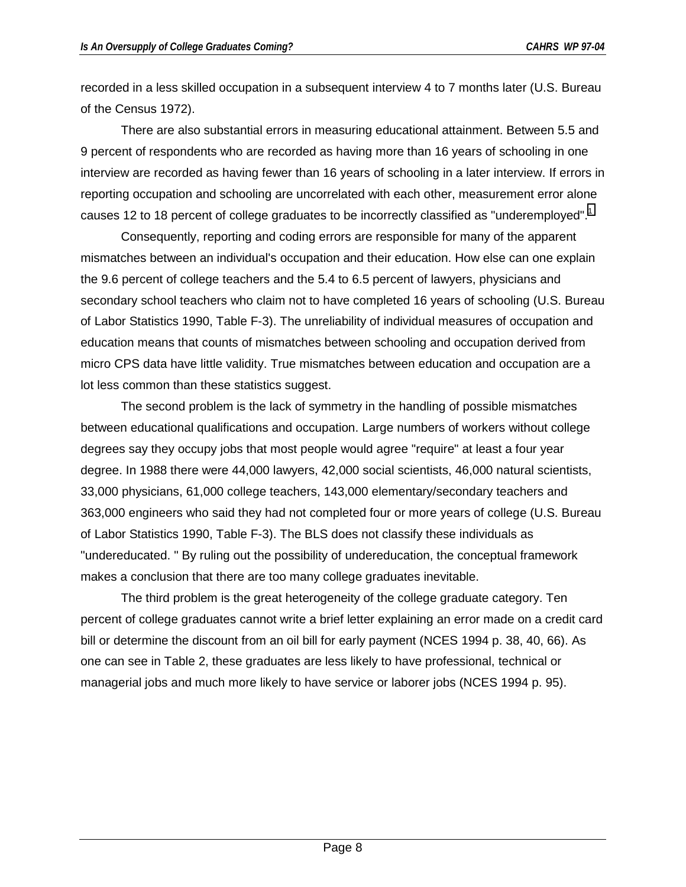recorded in a less skilled occupation in a subsequent interview 4 to 7 months later (U.S. Bureau of the Census 1972).

There are also substantial errors in measuring educational attainment. Between 5.5 and 9 percent of respondents who are recorded as having more than 16 years of schooling in one interview are recorded as having fewer than 16 years of schooling in a later interview. If errors in reporting occupation and schooling are uncorrelated with each other, measurement error alone causes 12 to 18 percent of college graduates to be incorrectly classified as "underemployed".[1]

Consequently, reporting and coding errors are responsible for many of the apparent mismatches between an individual's occupation and their education. How else can one explain the 9.6 percent of college teachers and the 5.4 to 6.5 percent of lawyers, physicians and secondary school teachers who claim not to have completed 16 years of schooling (U.S. Bureau of Labor Statistics 1990, Table F-3). The unreliability of individual measures of occupation and education means that counts of mismatches between schooling and occupation derived from micro CPS data have little validity. True mismatches between education and occupation are a lot less common than these statistics suggest.

The second problem is the lack of symmetry in the handling of possible mismatches between educational qualifications and occupation. Large numbers of workers without college degrees say they occupy jobs that most people would agree "require" at least a four year degree. In 1988 there were 44,000 lawyers, 42,000 social scientists, 46,000 natural scientists, 33,000 physicians, 61,000 college teachers, 143,000 elementary/secondary teachers and 363,000 engineers who said they had not completed four or more years of college (U.S. Bureau of Labor Statistics 1990, Table F-3). The BLS does not classify these individuals as "undereducated. " By ruling out the possibility of undereducation, the conceptual framework makes a conclusion that there are too many college graduates inevitable.

The third problem is the great heterogeneity of the college graduate category. Ten percent of college graduates cannot write a brief letter explaining an error made on a credit card bill or determine the discount from an oil bill for early payment (NCES 1994 p. 38, 40, 66). As one can see in Table 2, these graduates are less likely to have professional, technical or managerial jobs and much more likely to have service or laborer jobs (NCES 1994 p. 95).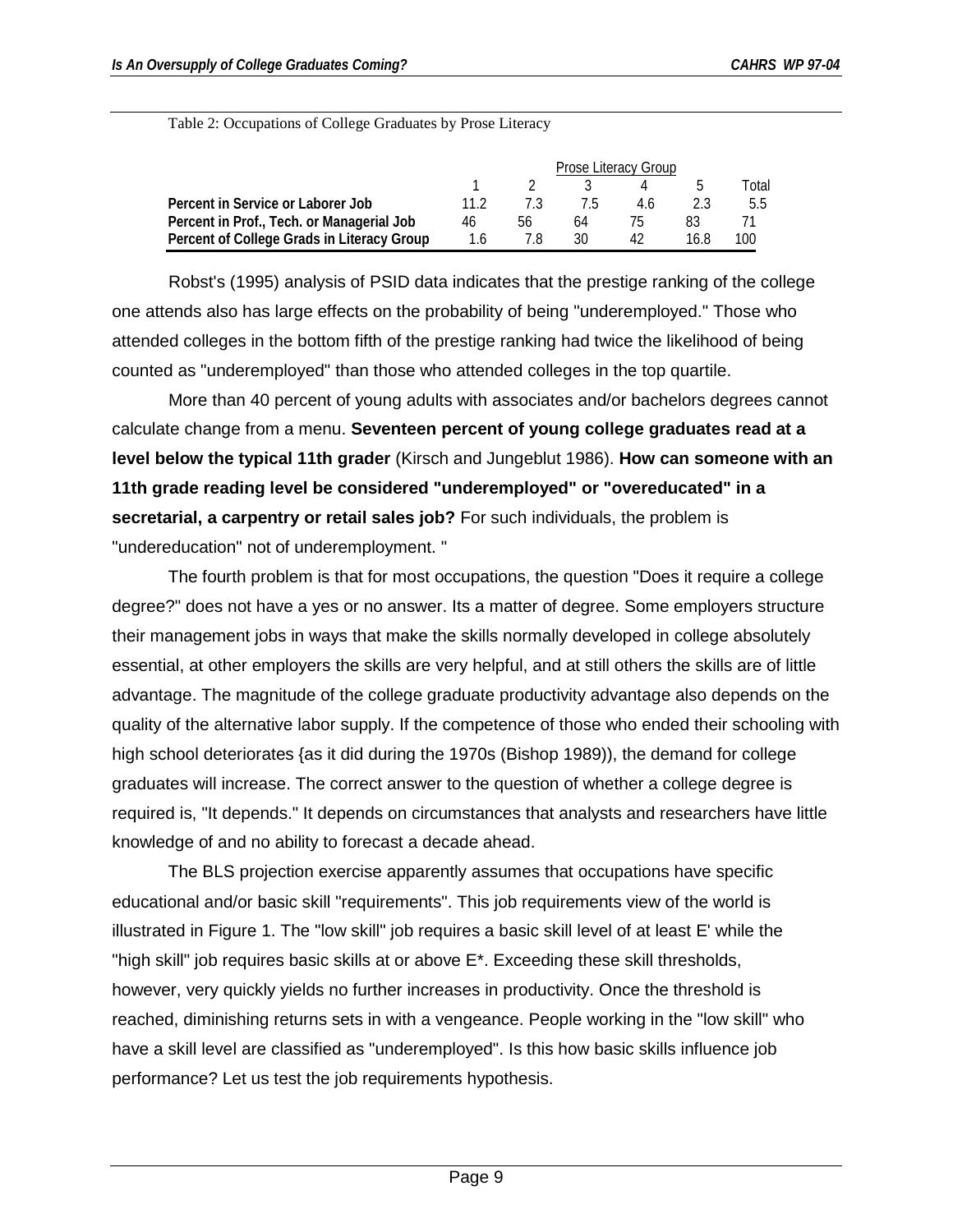Table 2: Occupations of College Graduates by Prose Literacy

| | Prose Literacy Group | | | | | |
|---|---|---|---|---|---|---|
| | 1 | 2 | 3 | 4 | 5 | Total |
| **Percent in Service or Laborer Job** | 11.2 | 7.3 | 7.5 | 4.6 | 2.3 | 5.5 |
| **Percent in Prof., Tech. or Managerial Job** | 46 | 56 | 64 | 75 | 83 | 71 |
| **Percent of College Grads in Literacy Group** | 1.6 | 7.8 | 30 | 42 | 16.8 | 100 |

Robst's (1995) analysis of PSID data indicates that the prestige ranking of the college one attends also has large effects on the probability of being "underemployed." Those who attended colleges in the bottom fifth of the prestige ranking had twice the likelihood of being counted as "underemployed" than those who attended colleges in the top quartile.

More than 40 percent of young adults with associates and/or bachelors degrees cannot calculate change from a menu. **Seventeen percent of young college graduates read at a level below the typical 11th grader** (Kirsch and Jungeblut 1986). **How can someone with an 11th grade reading level be considered "underemployed" or "overeducated" in a secretarial, a carpentry or retail sales job?** For such individuals, the problem is "undereducation" not of underemployment. "

The fourth problem is that for most occupations, the question "Does it require a college degree?" does not have a yes or no answer. Its a matter of degree. Some employers structure their management jobs in ways that make the skills normally developed in college absolutely essential, at other employers the skills are very helpful, and at still others the skills are of little advantage. The magnitude of the college graduate productivity advantage also depends on the quality of the alternative labor supply. If the competence of those who ended their schooling with high school deteriorates {as it did during the 1970s (Bishop 1989)), the demand for college graduates will increase. The correct answer to the question of whether a college degree is required is, "It depends." It depends on circumstances that analysts and researchers have little knowledge of and no ability to forecast a decade ahead.

The BLS projection exercise apparently assumes that occupations have specific educational and/or basic skill "requirements". This job requirements view of the world is illustrated in Figure 1. The "low skill" job requires a basic skill level of at least E' while the "high skill" job requires basic skills at or above E*. Exceeding these skill thresholds, however, very quickly yields no further increases in productivity. Once the threshold is reached, diminishing returns sets in with a vengeance. People working in the "low skill" who have a skill level are classified as "underemployed". Is this how basic skills influence job performance? Let us test the job requirements hypothesis.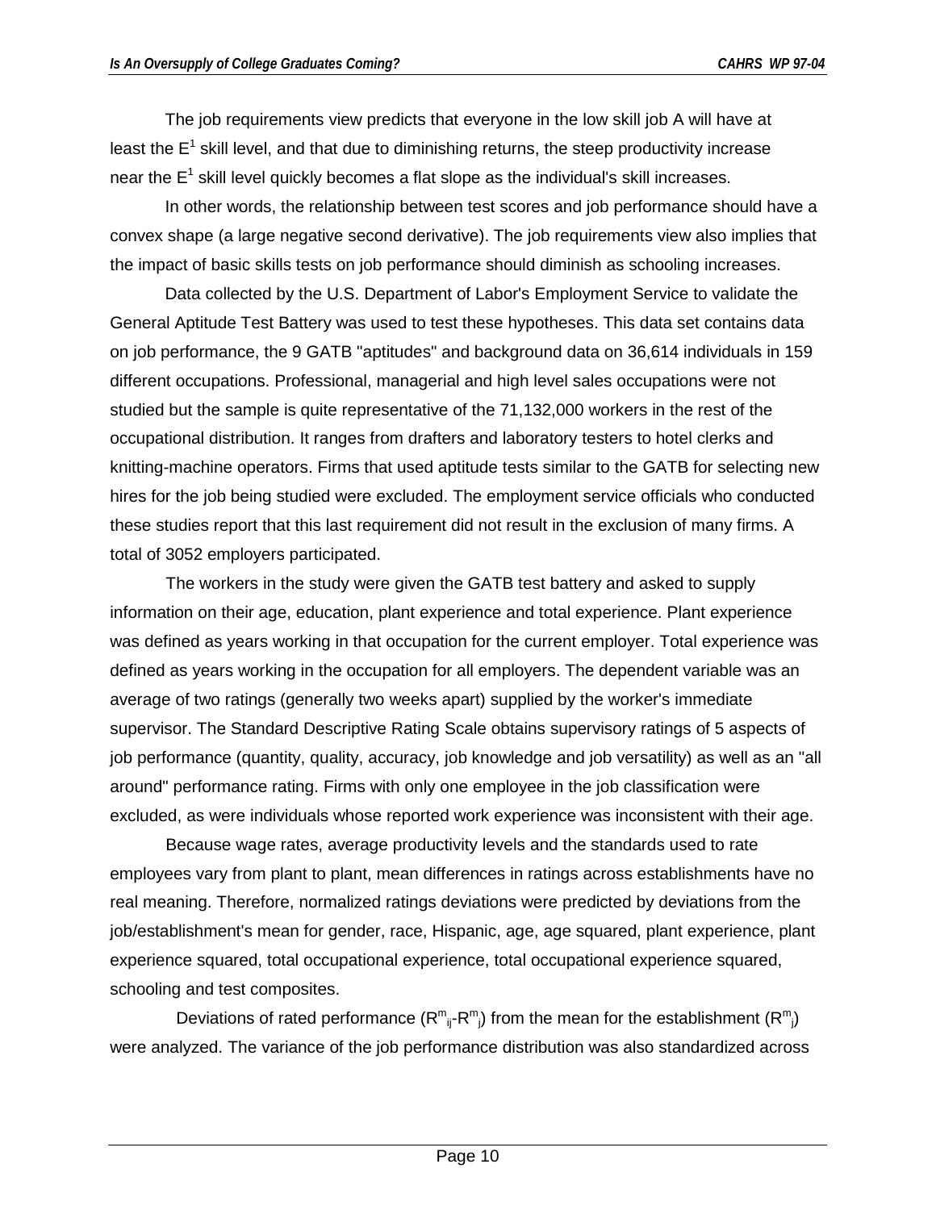The job requirements view predicts that everyone in the low skill job A will have at least the $E^1$ skill level, and that due to diminishing returns, the steep productivity increase near the $E^1$ skill level quickly becomes a flat slope as the individual's skill increases.

In other words, the relationship between test scores and job performance should have a convex shape (a large negative second derivative). The job requirements view also implies that the impact of basic skills tests on job performance should diminish as schooling increases.

Data collected by the U.S. Department of Labor's Employment Service to validate the General Aptitude Test Battery was used to test these hypotheses. This data set contains data on job performance, the 9 GATB "aptitudes" and background data on 36,614 individuals in 159 different occupations. Professional, managerial and high level sales occupations were not studied but the sample is quite representative of the 71,132,000 workers in the rest of the occupational distribution. It ranges from drafters and laboratory testers to hotel clerks and knitting-machine operators. Firms that used aptitude tests similar to the GATB for selecting new hires for the job being studied were excluded. The employment service officials who conducted these studies report that this last requirement did not result in the exclusion of many firms. A total of 3052 employers participated.

The workers in the study were given the GATB test battery and asked to supply information on their age, education, plant experience and total experience. Plant experience was defined as years working in that occupation for the current employer. Total experience was defined as years working in the occupation for all employers. The dependent variable was an average of two ratings (generally two weeks apart) supplied by the worker's immediate supervisor. The Standard Descriptive Rating Scale obtains supervisory ratings of 5 aspects of job performance (quantity, quality, accuracy, job knowledge and job versatility) as well as an "all around" performance rating. Firms with only one employee in the job classification were excluded, as were individuals whose reported work experience was inconsistent with their age.

Because wage rates, average productivity levels and the standards used to rate employees vary from plant to plant, mean differences in ratings across establishments have no real meaning. Therefore, normalized ratings deviations were predicted by deviations from the job/establishment's mean for gender, race, Hispanic, age, age squared, plant experience, plant experience squared, total occupational experience, total occupational experience squared, schooling and test composites.

Deviations of rated performance ($R^m_{ij}$-$R^m_j$) from the mean for the establishment ($R^m_j$) were analyzed. The variance of the job performance distribution was also standardized across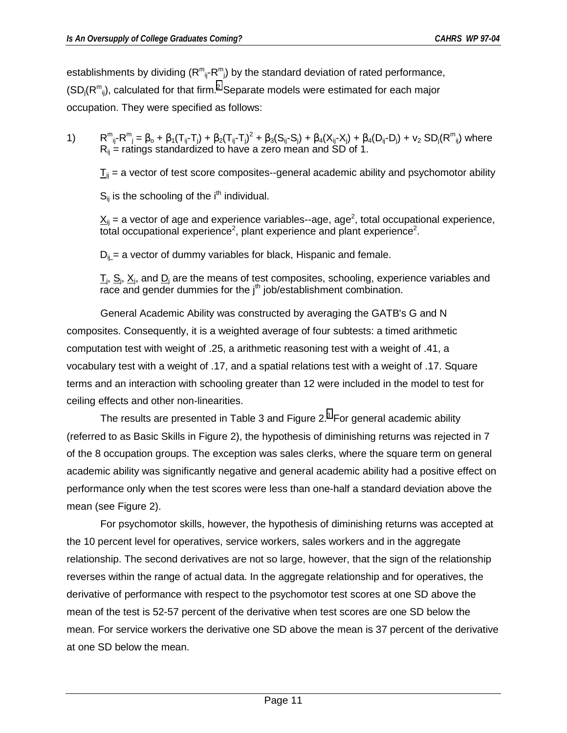establishments by dividing ($R^m_{ij}$-$R^m_j$) by the standard deviation of rated performance, ($SD_j(R^m_{ij})$), calculated for that firm.[2] Separate models were estimated for each major occupation. They were specified as follows:

1) $R^m_{ij}-R^m_j = \beta_o + \beta_1(T_{ij}-T_j) + \beta_2(T_{ij}-T_j)^2 + \beta_3(S_{ij}-S_j) + \beta_4(X_{ij}-X_j) + \beta_4(D_{ij}-D_j) + v_2\, SD_j(R^m_{ij})$ where $R_{ij}$ = ratings standardized to have a zero mean and SD of 1.

$\underline{T}_{ij}$ = a vector of test score composites--general academic ability and psychomotor ability

$S_{ij}$ is the schooling of the $i^{th}$ individual.

$\underline{X}_{ij}$ = a vector of age and experience variables--age, age$^2$, total occupational experience, total occupational experience$^2$, plant experience and plant experience$^2$.

$D_{ij}$ = a vector of dummy variables for black, Hispanic and female.

$\underline{T}_j$, $\underline{S}_j$, $\underline{X}_j$, and $\underline{D}_j$ are the means of test composites, schooling, experience variables and race and gender dummies for the $j^{th}$ job/establishment combination.

General Academic Ability was constructed by averaging the GATB's G and N composites. Consequently, it is a weighted average of four subtests: a timed arithmetic computation test with weight of .25, a arithmetic reasoning test with a weight of .41, a vocabulary test with a weight of .17, and a spatial relations test with a weight of .17. Square terms and an interaction with schooling greater than 12 were included in the model to test for ceiling effects and other non-linearities.

The results are presented in Table 3 and Figure 2.[3] For general academic ability (referred to as Basic Skills in Figure 2), the hypothesis of diminishing returns was rejected in 7 of the 8 occupation groups. The exception was sales clerks, where the square term on general academic ability was significantly negative and general academic ability had a positive effect on performance only when the test scores were less than one-half a standard deviation above the mean (see Figure 2).

For psychomotor skills, however, the hypothesis of diminishing returns was accepted at the 10 percent level for operatives, service workers, sales workers and in the aggregate relationship. The second derivatives are not so large, however, that the sign of the relationship reverses within the range of actual data. In the aggregate relationship and for operatives, the derivative of performance with respect to the psychomotor test scores at one SD above the mean of the test is 52-57 percent of the derivative when test scores are one SD below the mean. For service workers the derivative one SD above the mean is 37 percent of the derivative at one SD below the mean.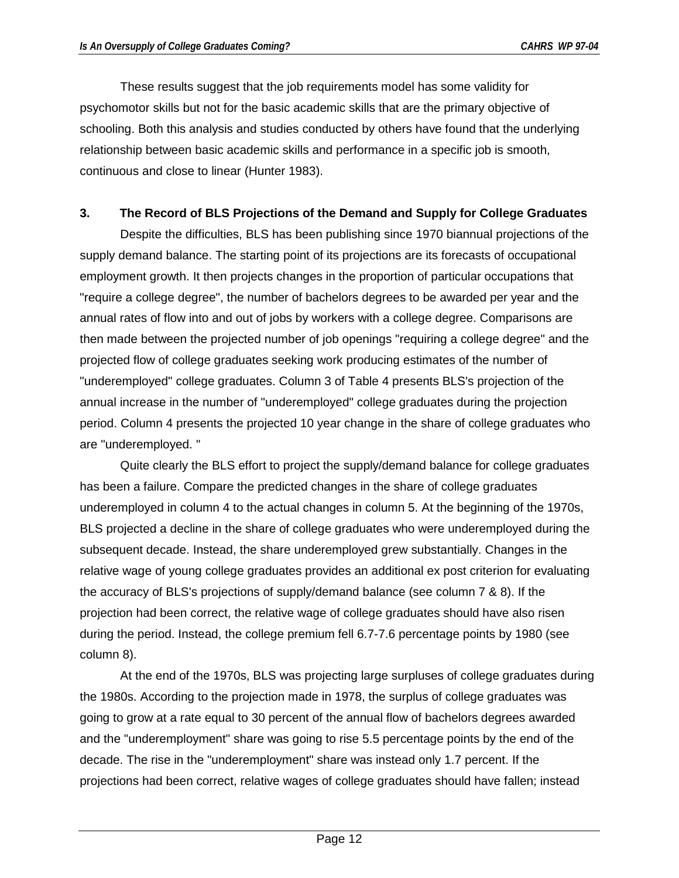These results suggest that the job requirements model has some validity for psychomotor skills but not for the basic academic skills that are the primary objective of schooling. Both this analysis and studies conducted by others have found that the underlying relationship between basic academic skills and performance in a specific job is smooth, continuous and close to linear (Hunter 1983).

## 3. The Record of BLS Projections of the Demand and Supply for College Graduates

Despite the difficulties, BLS has been publishing since 1970 biannual projections of the supply demand balance. The starting point of its projections are its forecasts of occupational employment growth. It then projects changes in the proportion of particular occupations that "require a college degree", the number of bachelors degrees to be awarded per year and the annual rates of flow into and out of jobs by workers with a college degree. Comparisons are then made between the projected number of job openings "requiring a college degree" and the projected flow of college graduates seeking work producing estimates of the number of "underemployed" college graduates. Column 3 of Table 4 presents BLS's projection of the annual increase in the number of "underemployed" college graduates during the projection period. Column 4 presents the projected 10 year change in the share of college graduates who are "underemployed. "

Quite clearly the BLS effort to project the supply/demand balance for college graduates has been a failure. Compare the predicted changes in the share of college graduates underemployed in column 4 to the actual changes in column 5. At the beginning of the 1970s, BLS projected a decline in the share of college graduates who were underemployed during the subsequent decade. Instead, the share underemployed grew substantially. Changes in the relative wage of young college graduates provides an additional ex post criterion for evaluating the accuracy of BLS's projections of supply/demand balance (see column 7 & 8). If the projection had been correct, the relative wage of college graduates should have also risen during the period. Instead, the college premium fell 6.7-7.6 percentage points by 1980 (see column 8).

At the end of the 1970s, BLS was projecting large surpluses of college graduates during the 1980s. According to the projection made in 1978, the surplus of college graduates was going to grow at a rate equal to 30 percent of the annual flow of bachelors degrees awarded and the "underemployment" share was going to rise 5.5 percentage points by the end of the decade. The rise in the "underemployment" share was instead only 1.7 percent. If the projections had been correct, relative wages of college graduates should have fallen; instead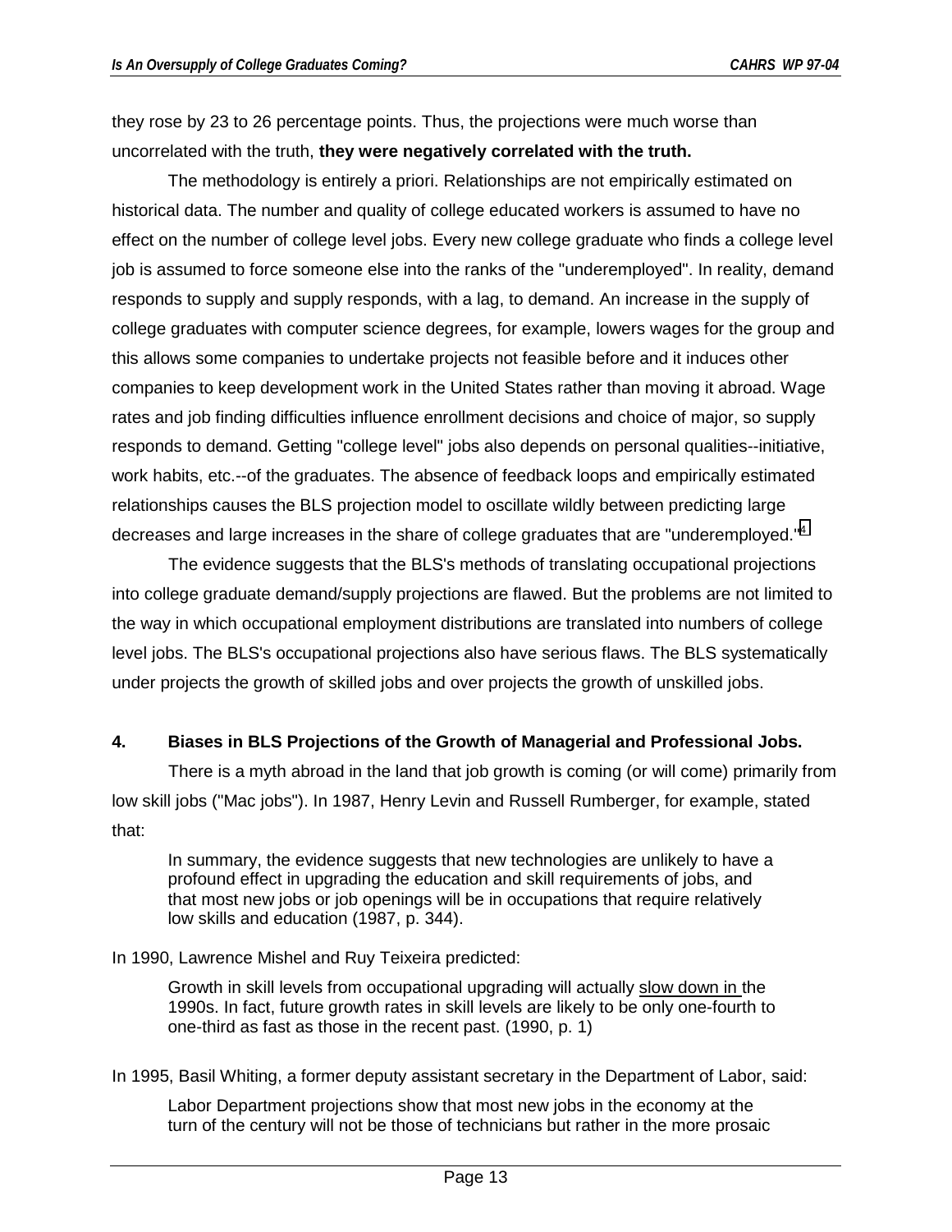they rose by 23 to 26 percentage points. Thus, the projections were much worse than uncorrelated with the truth, **they were negatively correlated with the truth.**

The methodology is entirely a priori. Relationships are not empirically estimated on historical data. The number and quality of college educated workers is assumed to have no effect on the number of college level jobs. Every new college graduate who finds a college level job is assumed to force someone else into the ranks of the "underemployed". In reality, demand responds to supply and supply responds, with a lag, to demand. An increase in the supply of college graduates with computer science degrees, for example, lowers wages for the group and this allows some companies to undertake projects not feasible before and it induces other companies to keep development work in the United States rather than moving it abroad. Wage rates and job finding difficulties influence enrollment decisions and choice of major, so supply responds to demand. Getting "college level" jobs also depends on personal qualities--initiative, work habits, etc.--of the graduates. The absence of feedback loops and empirically estimated relationships causes the BLS projection model to oscillate wildly between predicting large decreases and large increases in the share of college graduates that are "underemployed."[4]

The evidence suggests that the BLS's methods of translating occupational projections into college graduate demand/supply projections are flawed. But the problems are not limited to the way in which occupational employment distributions are translated into numbers of college level jobs. The BLS's occupational projections also have serious flaws. The BLS systematically under projects the growth of skilled jobs and over projects the growth of unskilled jobs.

## 4. Biases in BLS Projections of the Growth of Managerial and Professional Jobs.

There is a myth abroad in the land that job growth is coming (or will come) primarily from low skill jobs ("Mac jobs"). In 1987, Henry Levin and Russell Rumberger, for example, stated that:

> In summary, the evidence suggests that new technologies are unlikely to have a profound effect in upgrading the education and skill requirements of jobs, and that most new jobs or job openings will be in occupations that require relatively low skills and education (1987, p. 344).

In 1990, Lawrence Mishel and Ruy Teixeira predicted:

> Growth in skill levels from occupational upgrading will actually <u>slow down in</u> the 1990s. In fact, future growth rates in skill levels are likely to be only one-fourth to one-third as fast as those in the recent past. (1990, p. 1)

In 1995, Basil Whiting, a former deputy assistant secretary in the Department of Labor, said:

> Labor Department projections show that most new jobs in the economy at the turn of the century will not be those of technicians but rather in the more prosaic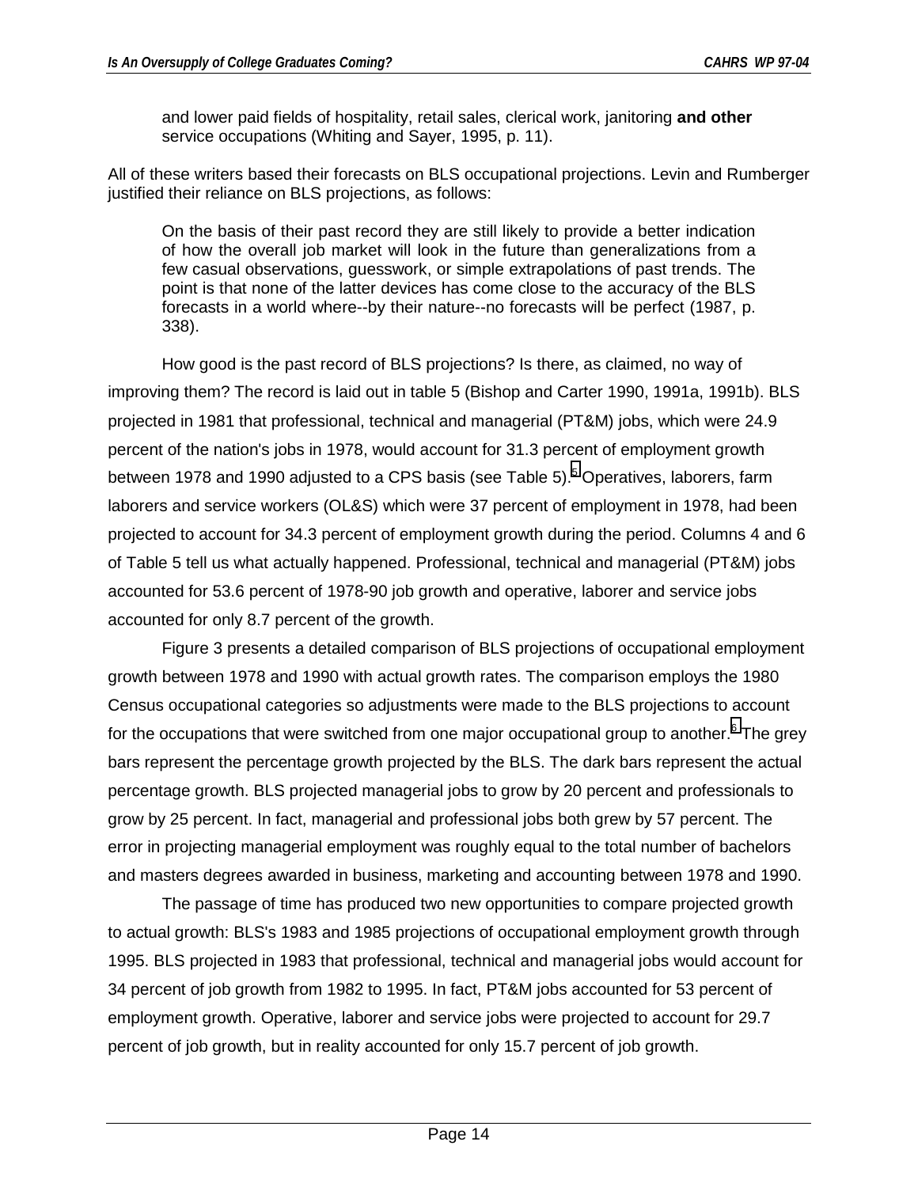> and lower paid fields of hospitality, retail sales, clerical work, janitoring **and other** service occupations (Whiting and Sayer, 1995, p. 11).

All of these writers based their forecasts on BLS occupational projections. Levin and Rumberger justified their reliance on BLS projections, as follows:

> On the basis of their past record they are still likely to provide a better indication of how the overall job market will look in the future than generalizations from a few casual observations, guesswork, or simple extrapolations of past trends. The point is that none of the latter devices has come close to the accuracy of the BLS forecasts in a world where--by their nature--no forecasts will be perfect (1987, p. 338).

How good is the past record of BLS projections? Is there, as claimed, no way of improving them? The record is laid out in table 5 (Bishop and Carter 1990, 1991a, 1991b). BLS projected in 1981 that professional, technical and managerial (PT&M) jobs, which were 24.9 percent of the nation's jobs in 1978, would account for 31.3 percent of employment growth between 1978 and 1990 adjusted to a CPS basis (see Table 5).[5] Operatives, laborers, farm laborers and service workers (OL&S) which were 37 percent of employment in 1978, had been projected to account for 34.3 percent of employment growth during the period. Columns 4 and 6 of Table 5 tell us what actually happened. Professional, technical and managerial (PT&M) jobs accounted for 53.6 percent of 1978-90 job growth and operative, laborer and service jobs accounted for only 8.7 percent of the growth.

Figure 3 presents a detailed comparison of BLS projections of occupational employment growth between 1978 and 1990 with actual growth rates. The comparison employs the 1980 Census occupational categories so adjustments were made to the BLS projections to account for the occupations that were switched from one major occupational group to another.[6] The grey bars represent the percentage growth projected by the BLS. The dark bars represent the actual percentage growth. BLS projected managerial jobs to grow by 20 percent and professionals to grow by 25 percent. In fact, managerial and professional jobs both grew by 57 percent. The error in projecting managerial employment was roughly equal to the total number of bachelors and masters degrees awarded in business, marketing and accounting between 1978 and 1990.

The passage of time has produced two new opportunities to compare projected growth to actual growth: BLS's 1983 and 1985 projections of occupational employment growth through 1995. BLS projected in 1983 that professional, technical and managerial jobs would account for 34 percent of job growth from 1982 to 1995. In fact, PT&M jobs accounted for 53 percent of employment growth. Operative, laborer and service jobs were projected to account for 29.7 percent of job growth, but in reality accounted for only 15.7 percent of job growth.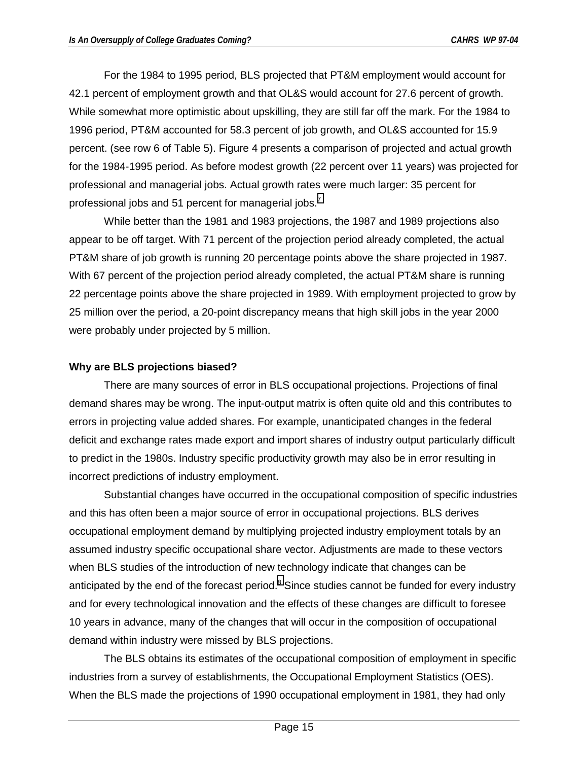For the 1984 to 1995 period, BLS projected that PT&M employment would account for 42.1 percent of employment growth and that OL&S would account for 27.6 percent of growth. While somewhat more optimistic about upskilling, they are still far off the mark. For the 1984 to 1996 period, PT&M accounted for 58.3 percent of job growth, and OL&S accounted for 15.9 percent. (see row 6 of Table 5). Figure 4 presents a comparison of projected and actual growth for the 1984-1995 period. As before modest growth (22 percent over 11 years) was projected for professional and managerial jobs. Actual growth rates were much larger: 35 percent for professional jobs and 51 percent for managerial jobs.[7]

While better than the 1981 and 1983 projections, the 1987 and 1989 projections also appear to be off target. With 71 percent of the projection period already completed, the actual PT&M share of job growth is running 20 percentage points above the share projected in 1987. With 67 percent of the projection period already completed, the actual PT&M share is running 22 percentage points above the share projected in 1989. With employment projected to grow by 25 million over the period, a 20-point discrepancy means that high skill jobs in the year 2000 were probably under projected by 5 million.

**Why are BLS projections biased?**

There are many sources of error in BLS occupational projections. Projections of final demand shares may be wrong. The input-output matrix is often quite old and this contributes to errors in projecting value added shares. For example, unanticipated changes in the federal deficit and exchange rates made export and import shares of industry output particularly difficult to predict in the 1980s. Industry specific productivity growth may also be in error resulting in incorrect predictions of industry employment.

Substantial changes have occurred in the occupational composition of specific industries and this has often been a major source of error in occupational projections. BLS derives occupational employment demand by multiplying projected industry employment totals by an assumed industry specific occupational share vector. Adjustments are made to these vectors when BLS studies of the introduction of new technology indicate that changes can be anticipated by the end of the forecast period.[8] Since studies cannot be funded for every industry and for every technological innovation and the effects of these changes are difficult to foresee 10 years in advance, many of the changes that will occur in the composition of occupational demand within industry were missed by BLS projections.

The BLS obtains its estimates of the occupational composition of employment in specific industries from a survey of establishments, the Occupational Employment Statistics (OES). When the BLS made the projections of 1990 occupational employment in 1981, they had only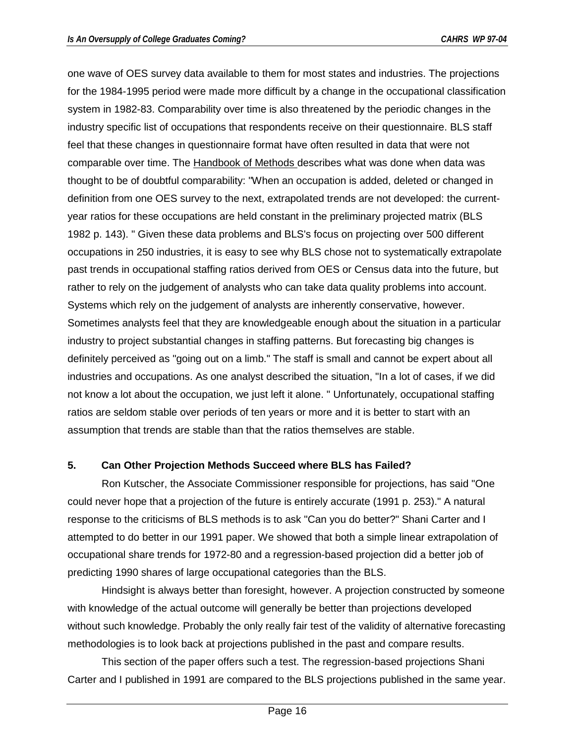one wave of OES survey data available to them for most states and industries. The projections for the 1984-1995 period were made more difficult by a change in the occupational classification system in 1982-83. Comparability over time is also threatened by the periodic changes in the industry specific list of occupations that respondents receive on their questionnaire. BLS staff feel that these changes in questionnaire format have often resulted in data that were not comparable over time. The Handbook of Methods describes what was done when data was thought to be of doubtful comparability: "When an occupation is added, deleted or changed in definition from one OES survey to the next, extrapolated trends are not developed: the current-year ratios for these occupations are held constant in the preliminary projected matrix (BLS 1982 p. 143). " Given these data problems and BLS's focus on projecting over 500 different occupations in 250 industries, it is easy to see why BLS chose not to systematically extrapolate past trends in occupational staffing ratios derived from OES or Census data into the future, but rather to rely on the judgement of analysts who can take data quality problems into account. Systems which rely on the judgement of analysts are inherently conservative, however. Sometimes analysts feel that they are knowledgeable enough about the situation in a particular industry to project substantial changes in staffing patterns. But forecasting big changes is definitely perceived as "going out on a limb." The staff is small and cannot be expert about all industries and occupations. As one analyst described the situation, "In a lot of cases, if we did not know a lot about the occupation, we just left it alone. " Unfortunately, occupational staffing ratios are seldom stable over periods of ten years or more and it is better to start with an assumption that trends are stable than that the ratios themselves are stable.

## 5. Can Other Projection Methods Succeed where BLS has Failed?

Ron Kutscher, the Associate Commissioner responsible for projections, has said "One could never hope that a projection of the future is entirely accurate (1991 p. 253)." A natural response to the criticisms of BLS methods is to ask "Can you do better?" Shani Carter and I attempted to do better in our 1991 paper. We showed that both a simple linear extrapolation of occupational share trends for 1972-80 and a regression-based projection did a better job of predicting 1990 shares of large occupational categories than the BLS.

Hindsight is always better than foresight, however. A projection constructed by someone with knowledge of the actual outcome will generally be better than projections developed without such knowledge. Probably the only really fair test of the validity of alternative forecasting methodologies is to look back at projections published in the past and compare results.

This section of the paper offers such a test. The regression-based projections Shani Carter and I published in 1991 are compared to the BLS projections published in the same year.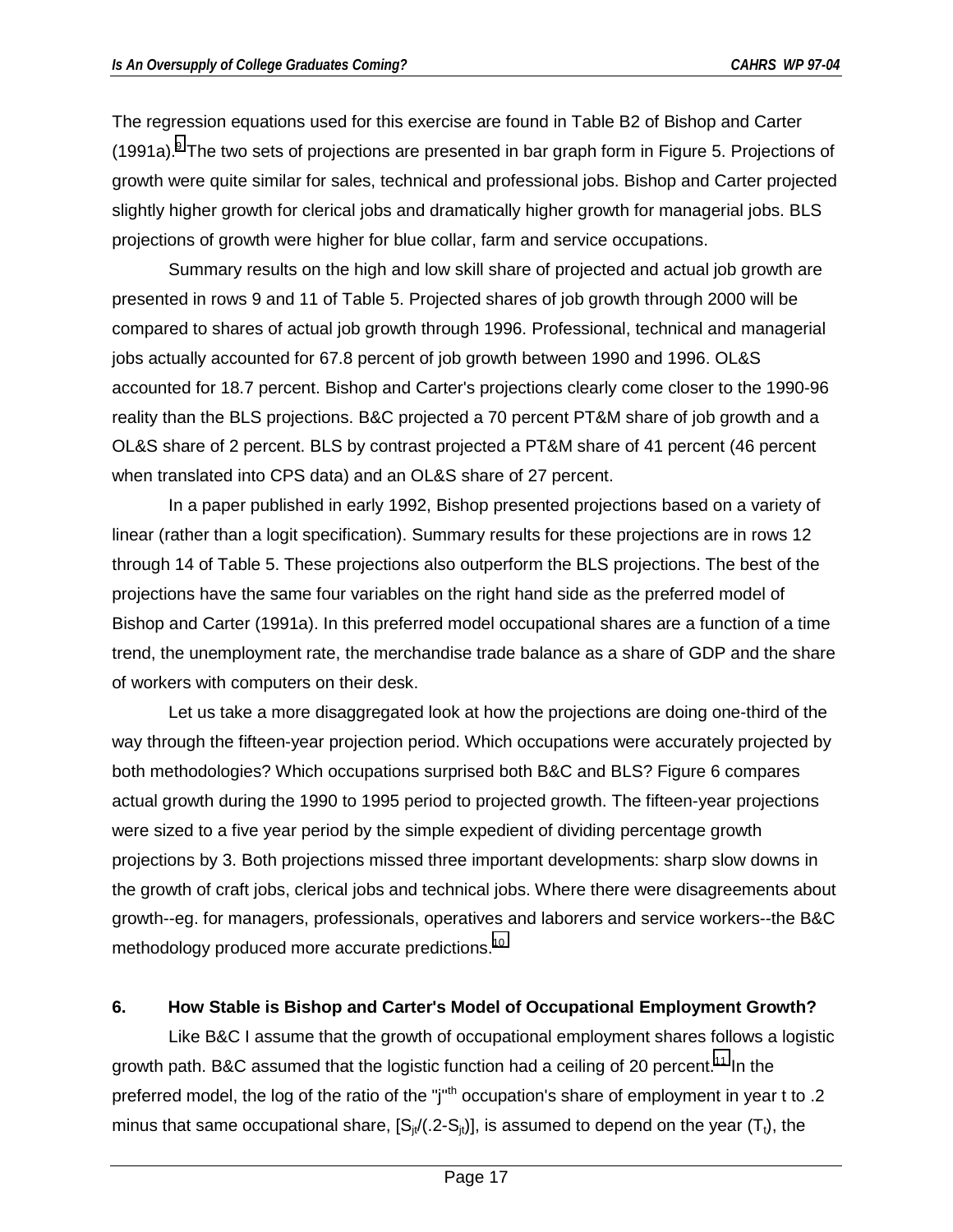The regression equations used for this exercise are found in Table B2 of Bishop and Carter (1991a).[9] The two sets of projections are presented in bar graph form in Figure 5. Projections of growth were quite similar for sales, technical and professional jobs. Bishop and Carter projected slightly higher growth for clerical jobs and dramatically higher growth for managerial jobs. BLS projections of growth were higher for blue collar, farm and service occupations.

Summary results on the high and low skill share of projected and actual job growth are presented in rows 9 and 11 of Table 5. Projected shares of job growth through 2000 will be compared to shares of actual job growth through 1996. Professional, technical and managerial jobs actually accounted for 67.8 percent of job growth between 1990 and 1996. OL&S accounted for 18.7 percent. Bishop and Carter's projections clearly come closer to the 1990-96 reality than the BLS projections. B&C projected a 70 percent PT&M share of job growth and a OL&S share of 2 percent. BLS by contrast projected a PT&M share of 41 percent (46 percent when translated into CPS data) and an OL&S share of 27 percent.

In a paper published in early 1992, Bishop presented projections based on a variety of linear (rather than a logit specification). Summary results for these projections are in rows 12 through 14 of Table 5. These projections also outperform the BLS projections. The best of the projections have the same four variables on the right hand side as the preferred model of Bishop and Carter (1991a). In this preferred model occupational shares are a function of a time trend, the unemployment rate, the merchandise trade balance as a share of GDP and the share of workers with computers on their desk.

Let us take a more disaggregated look at how the projections are doing one-third of the way through the fifteen-year projection period. Which occupations were accurately projected by both methodologies? Which occupations surprised both B&C and BLS? Figure 6 compares actual growth during the 1990 to 1995 period to projected growth. The fifteen-year projections were sized to a five year period by the simple expedient of dividing percentage growth projections by 3. Both projections missed three important developments: sharp slow downs in the growth of craft jobs, clerical jobs and technical jobs. Where there were disagreements about growth--eg. for managers, professionals, operatives and laborers and service workers--the B&C methodology produced more accurate predictions.[10]

## 6. How Stable is Bishop and Carter's Model of Occupational Employment Growth?

Like B&C I assume that the growth of occupational employment shares follows a logistic growth path. B&C assumed that the logistic function had a ceiling of 20 percent.[11] In the preferred model, the log of the ratio of the "j"$^{th}$ occupation's share of employment in year t to .2 minus that same occupational share, $[S_{jt}/(.2-S_{jt})]$, is assumed to depend on the year ($T_t$), the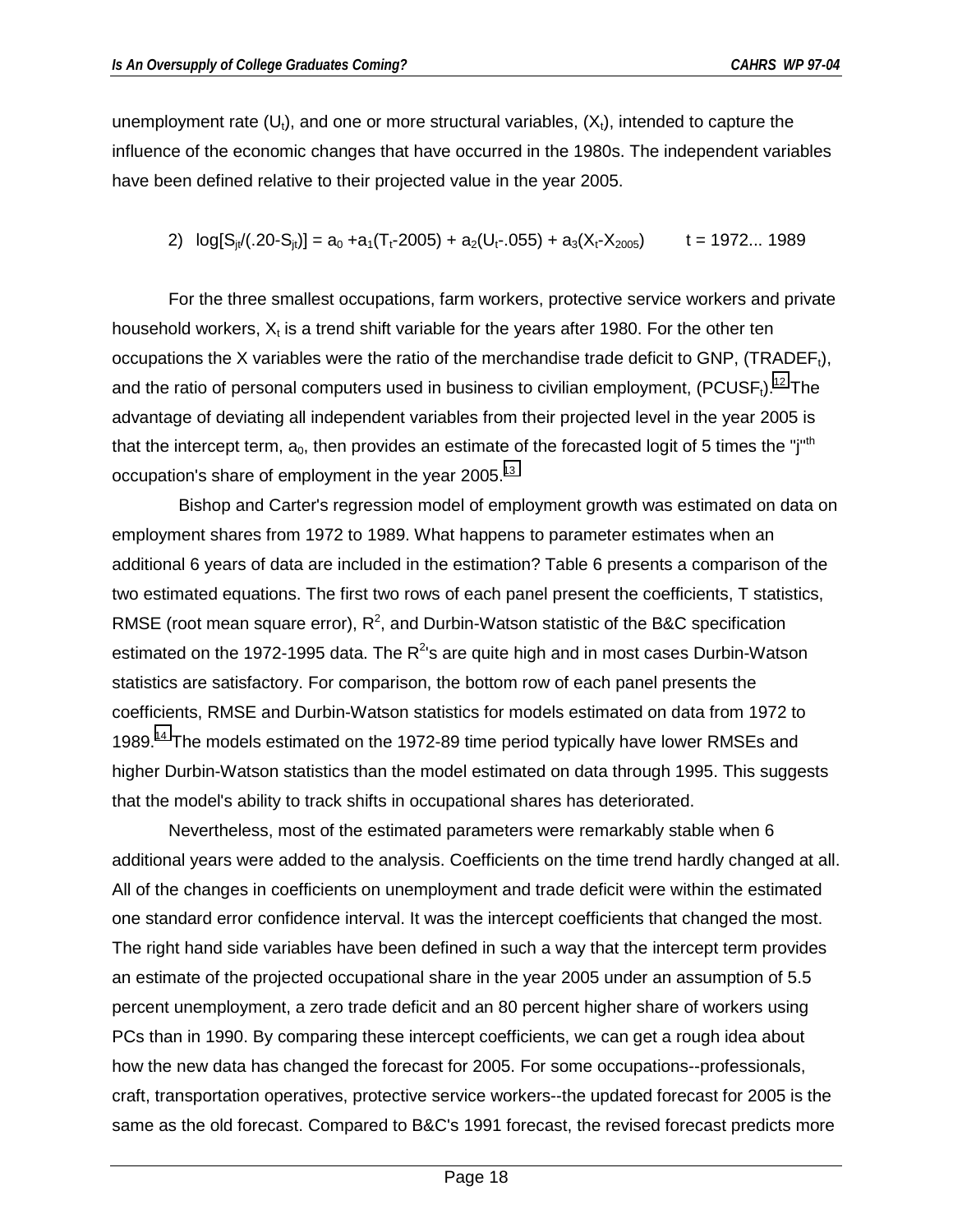unemployment rate ($U_t$), and one or more structural variables, ($X_t$), intended to capture the influence of the economic changes that have occurred in the 1980s. The independent variables have been defined relative to their projected value in the year 2005.

$$2)\quad \log[S_{jt}/(.20-S_{jt})] = a_0 + a_1(T_t-2005) + a_2(U_t-.055) + a_3(X_t-X_{2005}) \qquad t = 1972...\ 1989$$

For the three smallest occupations, farm workers, protective service workers and private household workers, $X_t$ is a trend shift variable for the years after 1980. For the other ten occupations the X variables were the ratio of the merchandise trade deficit to GNP, ($TRADEF_t$), and the ratio of personal computers used in business to civilian employment, ($PCUSF_t$).[12] The advantage of deviating all independent variables from their projected level in the year 2005 is that the intercept term, $a_0$, then provides an estimate of the forecasted logit of 5 times the "j"th occupation's share of employment in the year 2005.[13]

Bishop and Carter's regression model of employment growth was estimated on data on employment shares from 1972 to 1989. What happens to parameter estimates when an additional 6 years of data are included in the estimation? Table 6 presents a comparison of the two estimated equations. The first two rows of each panel present the coefficients, T statistics, RMSE (root mean square error), $R^2$, and Durbin-Watson statistic of the B&C specification estimated on the 1972-1995 data. The $R^2$'s are quite high and in most cases Durbin-Watson statistics are satisfactory. For comparison, the bottom row of each panel presents the coefficients, RMSE and Durbin-Watson statistics for models estimated on data from 1972 to 1989.[14] The models estimated on the 1972-89 time period typically have lower RMSEs and higher Durbin-Watson statistics than the model estimated on data through 1995. This suggests that the model's ability to track shifts in occupational shares has deteriorated.

Nevertheless, most of the estimated parameters were remarkably stable when 6 additional years were added to the analysis. Coefficients on the time trend hardly changed at all. All of the changes in coefficients on unemployment and trade deficit were within the estimated one standard error confidence interval. It was the intercept coefficients that changed the most. The right hand side variables have been defined in such a way that the intercept term provides an estimate of the projected occupational share in the year 2005 under an assumption of 5.5 percent unemployment, a zero trade deficit and an 80 percent higher share of workers using PCs than in 1990. By comparing these intercept coefficients, we can get a rough idea about how the new data has changed the forecast for 2005. For some occupations--professionals, craft, transportation operatives, protective service workers--the updated forecast for 2005 is the same as the old forecast. Compared to B&C's 1991 forecast, the revised forecast predicts more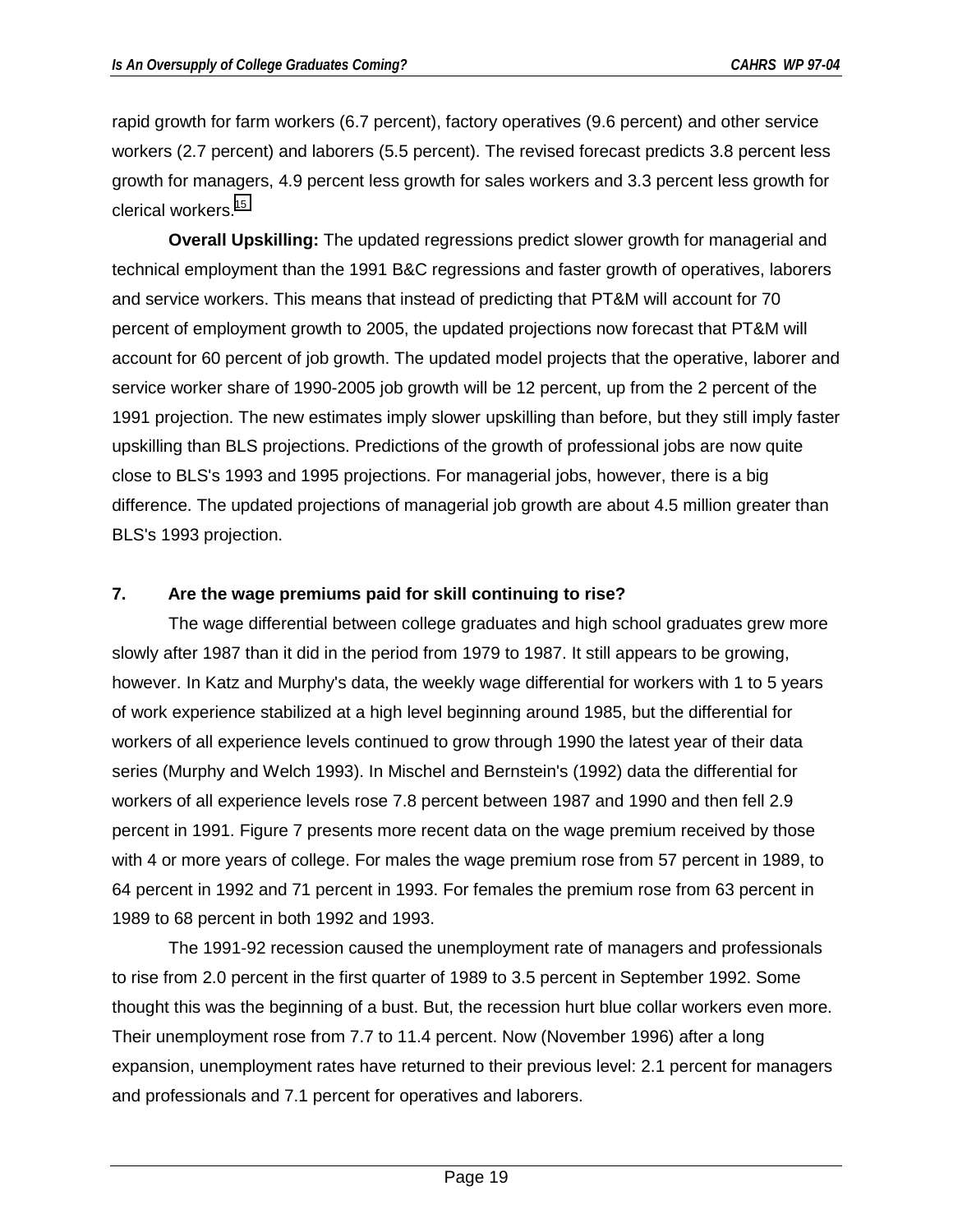rapid growth for farm workers (6.7 percent), factory operatives (9.6 percent) and other service workers (2.7 percent) and laborers (5.5 percent). The revised forecast predicts 3.8 percent less growth for managers, 4.9 percent less growth for sales workers and 3.3 percent less growth for clerical workers.[15]

**Overall Upskilling:** The updated regressions predict slower growth for managerial and technical employment than the 1991 B&C regressions and faster growth of operatives, laborers and service workers. This means that instead of predicting that PT&M will account for 70 percent of employment growth to 2005, the updated projections now forecast that PT&M will account for 60 percent of job growth. The updated model projects that the operative, laborer and service worker share of 1990-2005 job growth will be 12 percent, up from the 2 percent of the 1991 projection. The new estimates imply slower upskilling than before, but they still imply faster upskilling than BLS projections. Predictions of the growth of professional jobs are now quite close to BLS's 1993 and 1995 projections. For managerial jobs, however, there is a big difference. The updated projections of managerial job growth are about 4.5 million greater than BLS's 1993 projection.

### 7. Are the wage premiums paid for skill continuing to rise?

The wage differential between college graduates and high school graduates grew more slowly after 1987 than it did in the period from 1979 to 1987. It still appears to be growing, however. In Katz and Murphy's data, the weekly wage differential for workers with 1 to 5 years of work experience stabilized at a high level beginning around 1985, but the differential for workers of all experience levels continued to grow through 1990 the latest year of their data series (Murphy and Welch 1993). In Mischel and Bernstein's (1992) data the differential for workers of all experience levels rose 7.8 percent between 1987 and 1990 and then fell 2.9 percent in 1991. Figure 7 presents more recent data on the wage premium received by those with 4 or more years of college. For males the wage premium rose from 57 percent in 1989, to 64 percent in 1992 and 71 percent in 1993. For females the premium rose from 63 percent in 1989 to 68 percent in both 1992 and 1993.

The 1991-92 recession caused the unemployment rate of managers and professionals to rise from 2.0 percent in the first quarter of 1989 to 3.5 percent in September 1992. Some thought this was the beginning of a bust. But, the recession hurt blue collar workers even more. Their unemployment rose from 7.7 to 11.4 percent. Now (November 1996) after a long expansion, unemployment rates have returned to their previous level: 2.1 percent for managers and professionals and 7.1 percent for operatives and laborers.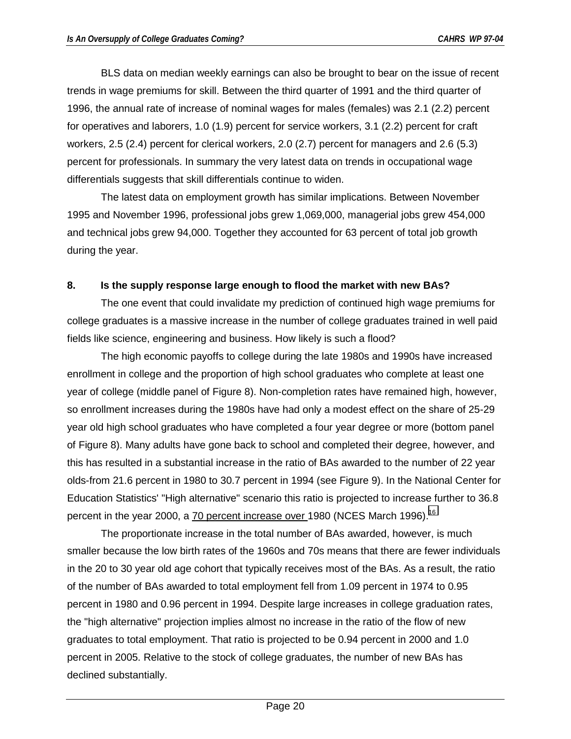BLS data on median weekly earnings can also be brought to bear on the issue of recent trends in wage premiums for skill. Between the third quarter of 1991 and the third quarter of 1996, the annual rate of increase of nominal wages for males (females) was 2.1 (2.2) percent for operatives and laborers, 1.0 (1.9) percent for service workers, 3.1 (2.2) percent for craft workers, 2.5 (2.4) percent for clerical workers, 2.0 (2.7) percent for managers and 2.6 (5.3) percent for professionals. In summary the very latest data on trends in occupational wage differentials suggests that skill differentials continue to widen.

The latest data on employment growth has similar implications. Between November 1995 and November 1996, professional jobs grew 1,069,000, managerial jobs grew 454,000 and technical jobs grew 94,000. Together they accounted for 63 percent of total job growth during the year.

## 8. Is the supply response large enough to flood the market with new BAs?

The one event that could invalidate my prediction of continued high wage premiums for college graduates is a massive increase in the number of college graduates trained in well paid fields like science, engineering and business. How likely is such a flood?

The high economic payoffs to college during the late 1980s and 1990s have increased enrollment in college and the proportion of high school graduates who complete at least one year of college (middle panel of Figure 8). Non-completion rates have remained high, however, so enrollment increases during the 1980s have had only a modest effect on the share of 25-29 year old high school graduates who have completed a four year degree or more (bottom panel of Figure 8). Many adults have gone back to school and completed their degree, however, and this has resulted in a substantial increase in the ratio of BAs awarded to the number of 22 year olds-from 21.6 percent in 1980 to 30.7 percent in 1994 (see Figure 9). In the National Center for Education Statistics' "High alternative" scenario this ratio is projected to increase further to 36.8 percent in the year 2000, a 70 percent increase over 1980 (NCES March 1996).[16]

The proportionate increase in the total number of BAs awarded, however, is much smaller because the low birth rates of the 1960s and 70s means that there are fewer individuals in the 20 to 30 year old age cohort that typically receives most of the BAs. As a result, the ratio of the number of BAs awarded to total employment fell from 1.09 percent in 1974 to 0.95 percent in 1980 and 0.96 percent in 1994. Despite large increases in college graduation rates, the "high alternative" projection implies almost no increase in the ratio of the flow of new graduates to total employment. That ratio is projected to be 0.94 percent in 2000 and 1.0 percent in 2005. Relative to the stock of college graduates, the number of new BAs has declined substantially.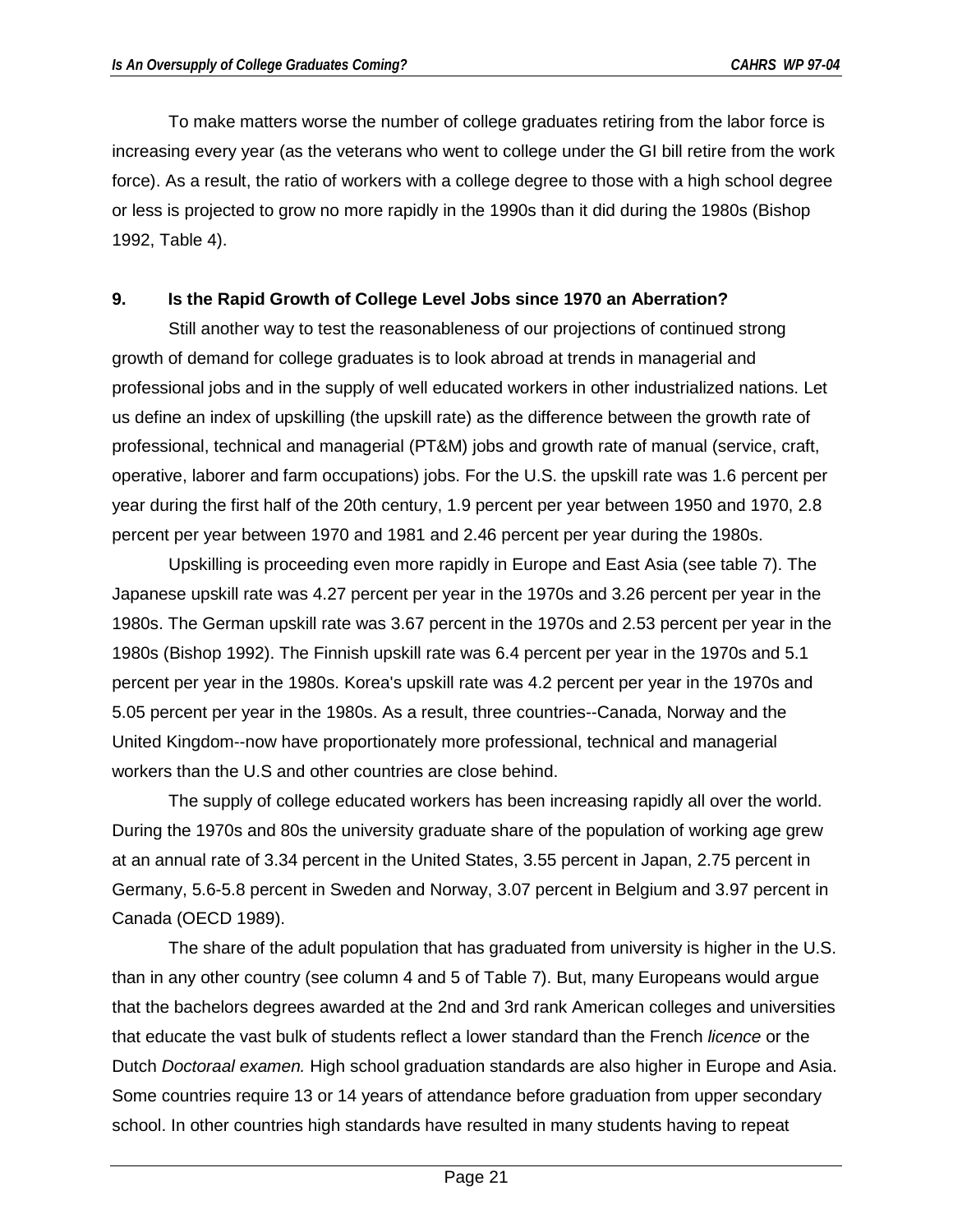To make matters worse the number of college graduates retiring from the labor force is increasing every year (as the veterans who went to college under the GI bill retire from the work force). As a result, the ratio of workers with a college degree to those with a high school degree or less is projected to grow no more rapidly in the 1990s than it did during the 1980s (Bishop 1992, Table 4).

## 9. Is the Rapid Growth of College Level Jobs since 1970 an Aberration?

Still another way to test the reasonableness of our projections of continued strong growth of demand for college graduates is to look abroad at trends in managerial and professional jobs and in the supply of well educated workers in other industrialized nations. Let us define an index of upskilling (the upskill rate) as the difference between the growth rate of professional, technical and managerial (PT&M) jobs and growth rate of manual (service, craft, operative, laborer and farm occupations) jobs. For the U.S. the upskill rate was 1.6 percent per year during the first half of the 20th century, 1.9 percent per year between 1950 and 1970, 2.8 percent per year between 1970 and 1981 and 2.46 percent per year during the 1980s.

Upskilling is proceeding even more rapidly in Europe and East Asia (see table 7). The Japanese upskill rate was 4.27 percent per year in the 1970s and 3.26 percent per year in the 1980s. The German upskill rate was 3.67 percent in the 1970s and 2.53 percent per year in the 1980s (Bishop 1992). The Finnish upskill rate was 6.4 percent per year in the 1970s and 5.1 percent per year in the 1980s. Korea's upskill rate was 4.2 percent per year in the 1970s and 5.05 percent per year in the 1980s. As a result, three countries--Canada, Norway and the United Kingdom--now have proportionately more professional, technical and managerial workers than the U.S and other countries are close behind.

The supply of college educated workers has been increasing rapidly all over the world. During the 1970s and 80s the university graduate share of the population of working age grew at an annual rate of 3.34 percent in the United States, 3.55 percent in Japan, 2.75 percent in Germany, 5.6-5.8 percent in Sweden and Norway, 3.07 percent in Belgium and 3.97 percent in Canada (OECD 1989).

The share of the adult population that has graduated from university is higher in the U.S. than in any other country (see column 4 and 5 of Table 7). But, many Europeans would argue that the bachelors degrees awarded at the 2nd and 3rd rank American colleges and universities that educate the vast bulk of students reflect a lower standard than the French *licence* or the Dutch *Doctoraal examen.* High school graduation standards are also higher in Europe and Asia. Some countries require 13 or 14 years of attendance before graduation from upper secondary school. In other countries high standards have resulted in many students having to repeat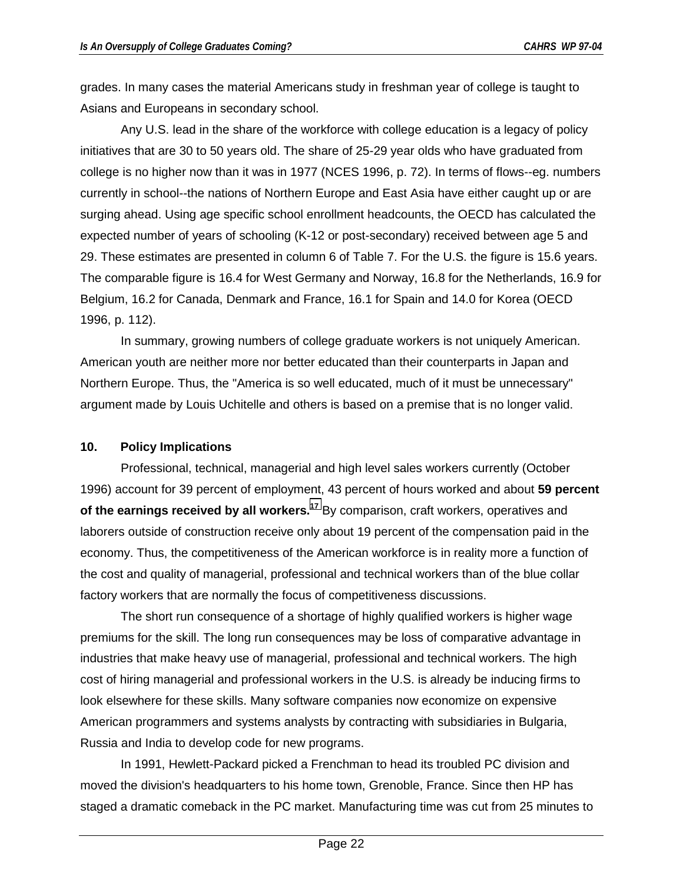grades. In many cases the material Americans study in freshman year of college is taught to Asians and Europeans in secondary school.

Any U.S. lead in the share of the workforce with college education is a legacy of policy initiatives that are 30 to 50 years old. The share of 25-29 year olds who have graduated from college is no higher now than it was in 1977 (NCES 1996, p. 72). In terms of flows--eg. numbers currently in school--the nations of Northern Europe and East Asia have either caught up or are surging ahead. Using age specific school enrollment headcounts, the OECD has calculated the expected number of years of schooling (K-12 or post-secondary) received between age 5 and 29. These estimates are presented in column 6 of Table 7. For the U.S. the figure is 15.6 years. The comparable figure is 16.4 for West Germany and Norway, 16.8 for the Netherlands, 16.9 for Belgium, 16.2 for Canada, Denmark and France, 16.1 for Spain and 14.0 for Korea (OECD 1996, p. 112).

In summary, growing numbers of college graduate workers is not uniquely American. American youth are neither more nor better educated than their counterparts in Japan and Northern Europe. Thus, the "America is so well educated, much of it must be unnecessary" argument made by Louis Uchitelle and others is based on a premise that is no longer valid.

## 10. Policy Implications

Professional, technical, managerial and high level sales workers currently (October 1996) account for 39 percent of employment, 43 percent of hours worked and about **59 percent of the earnings received by all workers.**[17] By comparison, craft workers, operatives and laborers outside of construction receive only about 19 percent of the compensation paid in the economy. Thus, the competitiveness of the American workforce is in reality more a function of the cost and quality of managerial, professional and technical workers than of the blue collar factory workers that are normally the focus of competitiveness discussions.

The short run consequence of a shortage of highly qualified workers is higher wage premiums for the skill. The long run consequences may be loss of comparative advantage in industries that make heavy use of managerial, professional and technical workers. The high cost of hiring managerial and professional workers in the U.S. is already be inducing firms to look elsewhere for these skills. Many software companies now economize on expensive American programmers and systems analysts by contracting with subsidiaries in Bulgaria, Russia and India to develop code for new programs.

In 1991, Hewlett-Packard picked a Frenchman to head its troubled PC division and moved the division's headquarters to his home town, Grenoble, France. Since then HP has staged a dramatic comeback in the PC market. Manufacturing time was cut from 25 minutes to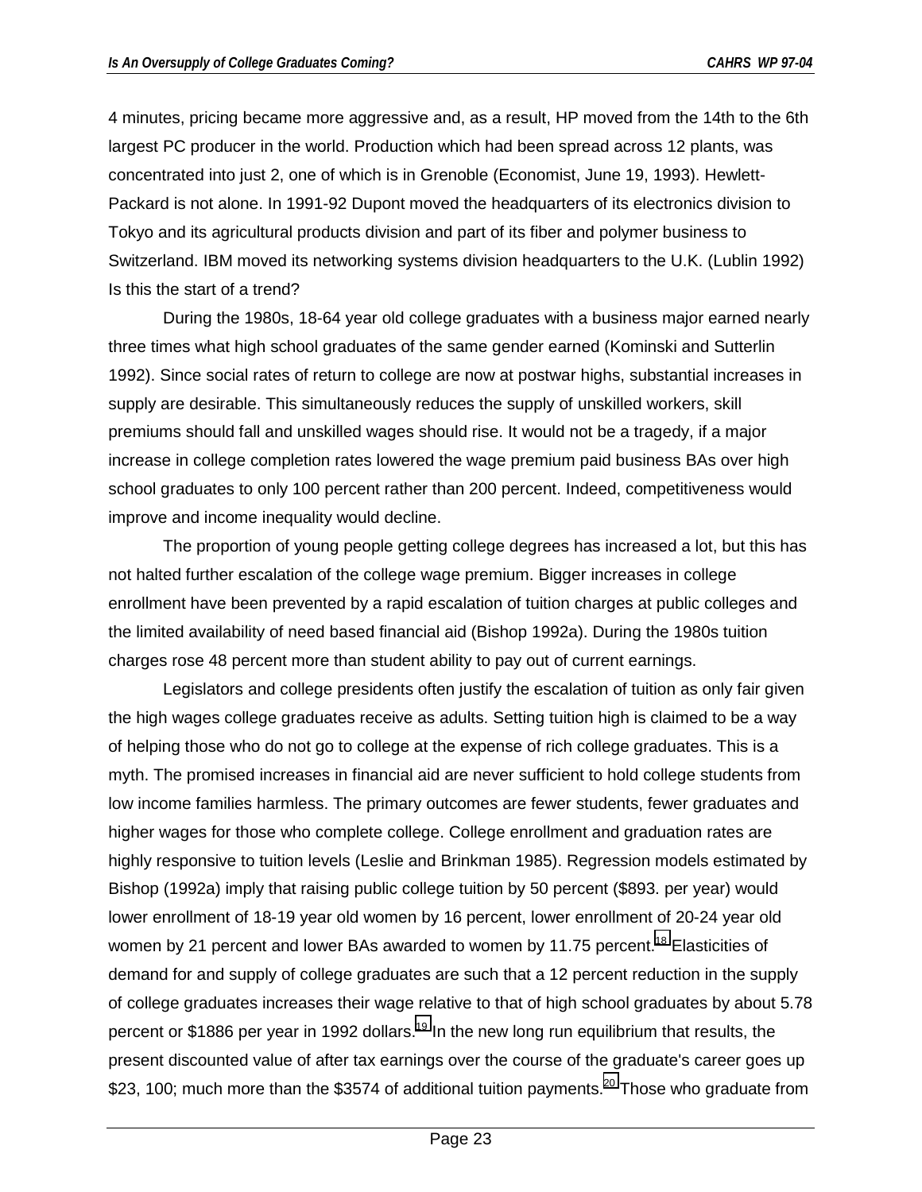4 minutes, pricing became more aggressive and, as a result, HP moved from the 14th to the 6th largest PC producer in the world. Production which had been spread across 12 plants, was concentrated into just 2, one of which is in Grenoble (Economist, June 19, 1993). Hewlett-Packard is not alone. In 1991-92 Dupont moved the headquarters of its electronics division to Tokyo and its agricultural products division and part of its fiber and polymer business to Switzerland. IBM moved its networking systems division headquarters to the U.K. (Lublin 1992) Is this the start of a trend?

During the 1980s, 18-64 year old college graduates with a business major earned nearly three times what high school graduates of the same gender earned (Kominski and Sutterlin 1992). Since social rates of return to college are now at postwar highs, substantial increases in supply are desirable. This simultaneously reduces the supply of unskilled workers, skill premiums should fall and unskilled wages should rise. It would not be a tragedy, if a major increase in college completion rates lowered the wage premium paid business BAs over high school graduates to only 100 percent rather than 200 percent. Indeed, competitiveness would improve and income inequality would decline.

The proportion of young people getting college degrees has increased a lot, but this has not halted further escalation of the college wage premium. Bigger increases in college enrollment have been prevented by a rapid escalation of tuition charges at public colleges and the limited availability of need based financial aid (Bishop 1992a). During the 1980s tuition charges rose 48 percent more than student ability to pay out of current earnings.

Legislators and college presidents often justify the escalation of tuition as only fair given the high wages college graduates receive as adults. Setting tuition high is claimed to be a way of helping those who do not go to college at the expense of rich college graduates. This is a myth. The promised increases in financial aid are never sufficient to hold college students from low income families harmless. The primary outcomes are fewer students, fewer graduates and higher wages for those who complete college. College enrollment and graduation rates are highly responsive to tuition levels (Leslie and Brinkman 1985). Regression models estimated by Bishop (1992a) imply that raising public college tuition by 50 percent ($893. per year) would lower enrollment of 18-19 year old women by 16 percent, lower enrollment of 20-24 year old women by 21 percent and lower BAs awarded to women by 11.75 percent.[18] Elasticities of demand for and supply of college graduates are such that a 12 percent reduction in the supply of college graduates increases their wage relative to that of high school graduates by about 5.78 percent or $1886 per year in 1992 dollars.[19] In the new long run equilibrium that results, the present discounted value of after tax earnings over the course of the graduate's career goes up $23, 100; much more than the $3574 of additional tuition payments.[20] Those who graduate from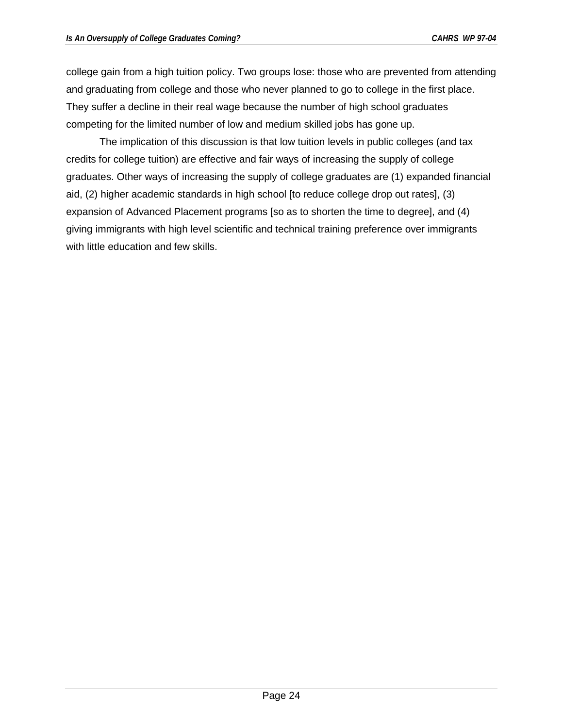college gain from a high tuition policy. Two groups lose: those who are prevented from attending and graduating from college and those who never planned to go to college in the first place. They suffer a decline in their real wage because the number of high school graduates competing for the limited number of low and medium skilled jobs has gone up.

The implication of this discussion is that low tuition levels in public colleges (and tax credits for college tuition) are effective and fair ways of increasing the supply of college graduates. Other ways of increasing the supply of college graduates are (1) expanded financial aid, (2) higher academic standards in high school [to reduce college drop out rates], (3) expansion of Advanced Placement programs [so as to shorten the time to degree], and (4) giving immigrants with high level scientific and technical training preference over immigrants with little education and few skills.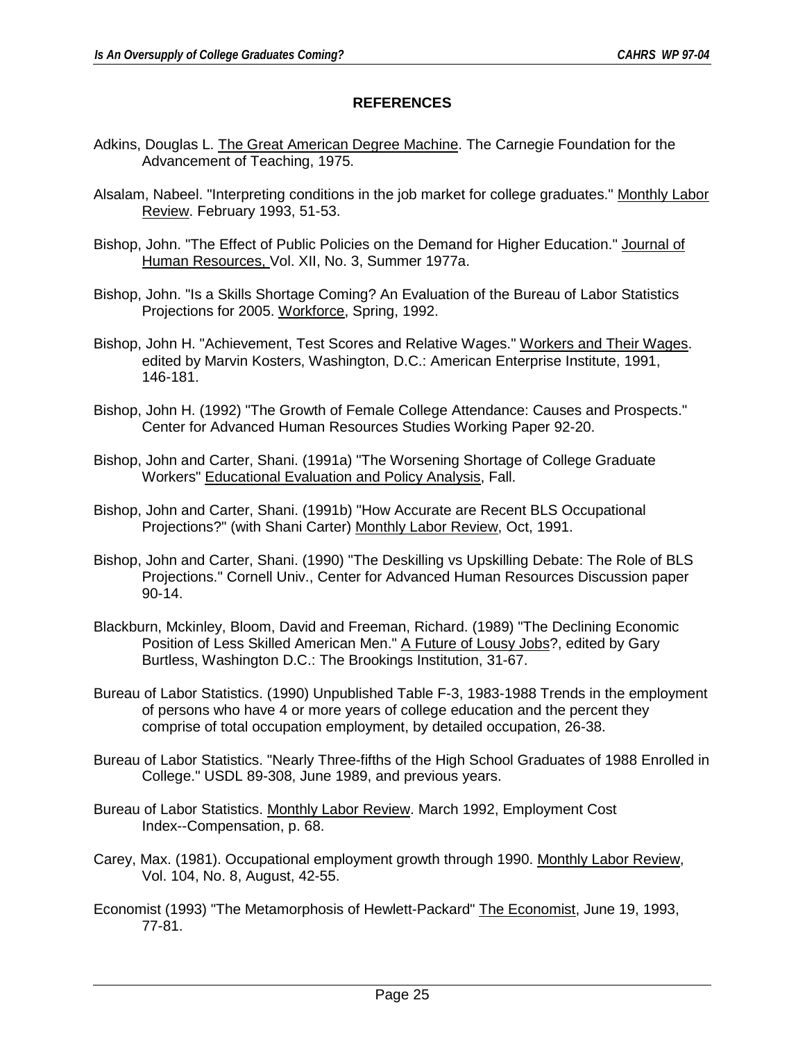## REFERENCES

Adkins, Douglas L. The Great American Degree Machine. The Carnegie Foundation for the Advancement of Teaching, 1975.

Alsalam, Nabeel. "Interpreting conditions in the job market for college graduates." Monthly Labor Review. February 1993, 51-53.

Bishop, John. "The Effect of Public Policies on the Demand for Higher Education." Journal of Human Resources, Vol. XII, No. 3, Summer 1977a.

Bishop, John. "Is a Skills Shortage Coming? An Evaluation of the Bureau of Labor Statistics Projections for 2005. Workforce, Spring, 1992.

Bishop, John H. "Achievement, Test Scores and Relative Wages." Workers and Their Wages. edited by Marvin Kosters, Washington, D.C.: American Enterprise Institute, 1991, 146-181.

Bishop, John H. (1992) "The Growth of Female College Attendance: Causes and Prospects." Center for Advanced Human Resources Studies Working Paper 92-20.

Bishop, John and Carter, Shani. (1991a) "The Worsening Shortage of College Graduate Workers" Educational Evaluation and Policy Analysis, Fall.

Bishop, John and Carter, Shani. (1991b) "How Accurate are Recent BLS Occupational Projections?" (with Shani Carter) Monthly Labor Review, Oct, 1991.

Bishop, John and Carter, Shani. (1990) "The Deskilling vs Upskilling Debate: The Role of BLS Projections." Cornell Univ., Center for Advanced Human Resources Discussion paper 90-14.

Blackburn, Mckinley, Bloom, David and Freeman, Richard. (1989) "The Declining Economic Position of Less Skilled American Men." A Future of Lousy Jobs?, edited by Gary Burtless, Washington D.C.: The Brookings Institution, 31-67.

Bureau of Labor Statistics. (1990) Unpublished Table F-3, 1983-1988 Trends in the employment of persons who have 4 or more years of college education and the percent they comprise of total occupation employment, by detailed occupation, 26-38.

Bureau of Labor Statistics. "Nearly Three-fifths of the High School Graduates of 1988 Enrolled in College." USDL 89-308, June 1989, and previous years.

Bureau of Labor Statistics. Monthly Labor Review. March 1992, Employment Cost Index--Compensation, p. 68.

Carey, Max. (1981). Occupational employment growth through 1990. Monthly Labor Review, Vol. 104, No. 8, August, 42-55.

Economist (1993) "The Metamorphosis of Hewlett-Packard" The Economist, June 19, 1993, 77-81.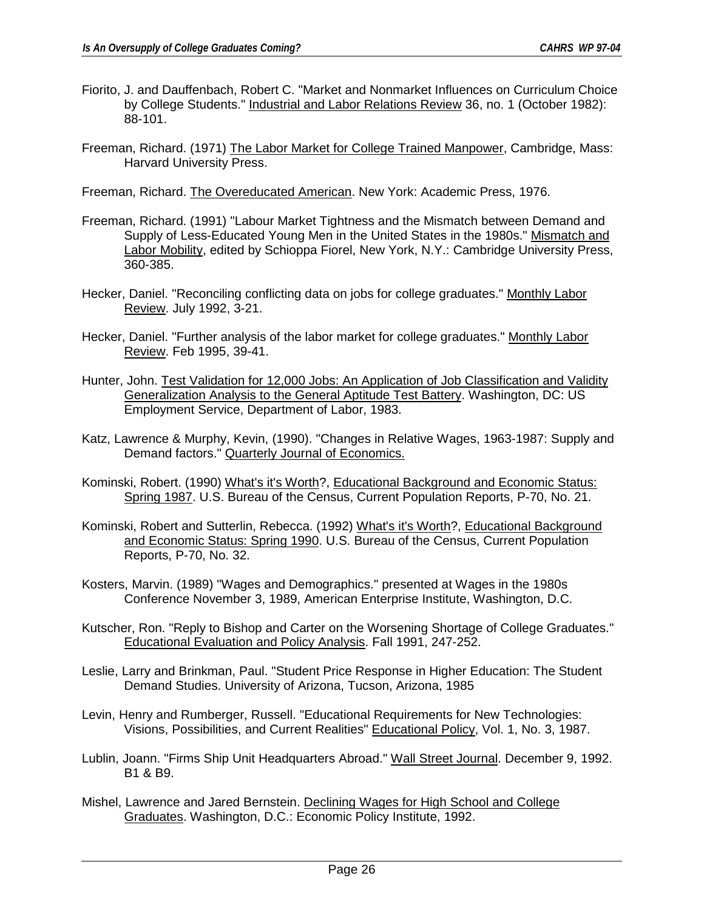Fiorito, J. and Dauffenbach, Robert C. "Market and Nonmarket Influences on Curriculum Choice by College Students." Industrial and Labor Relations Review 36, no. 1 (October 1982): 88-101.

Freeman, Richard. (1971) The Labor Market for College Trained Manpower, Cambridge, Mass: Harvard University Press.

Freeman, Richard. The Overeducated American. New York: Academic Press, 1976.

Freeman, Richard. (1991) "Labour Market Tightness and the Mismatch between Demand and Supply of Less-Educated Young Men in the United States in the 1980s." Mismatch and Labor Mobility, edited by Schioppa Fiorel, New York, N.Y.: Cambridge University Press, 360-385.

Hecker, Daniel. "Reconciling conflicting data on jobs for college graduates." Monthly Labor Review. July 1992, 3-21.

Hecker, Daniel. "Further analysis of the labor market for college graduates." Monthly Labor Review. Feb 1995, 39-41.

Hunter, John. Test Validation for 12,000 Jobs: An Application of Job Classification and Validity Generalization Analysis to the General Aptitude Test Battery. Washington, DC: US Employment Service, Department of Labor, 1983.

Katz, Lawrence & Murphy, Kevin, (1990). "Changes in Relative Wages, 1963-1987: Supply and Demand factors." Quarterly Journal of Economics.

Kominski, Robert. (1990) What's it's Worth?, Educational Background and Economic Status: Spring 1987. U.S. Bureau of the Census, Current Population Reports, P-70, No. 21.

Kominski, Robert and Sutterlin, Rebecca. (1992) What's it's Worth?, Educational Background and Economic Status: Spring 1990. U.S. Bureau of the Census, Current Population Reports, P-70, No. 32.

Kosters, Marvin. (1989) "Wages and Demographics." presented at Wages in the 1980s Conference November 3, 1989, American Enterprise Institute, Washington, D.C.

Kutscher, Ron. "Reply to Bishop and Carter on the Worsening Shortage of College Graduates." Educational Evaluation and Policy Analysis. Fall 1991, 247-252.

Leslie, Larry and Brinkman, Paul. "Student Price Response in Higher Education: The Student Demand Studies. University of Arizona, Tucson, Arizona, 1985

Levin, Henry and Rumberger, Russell. "Educational Requirements for New Technologies: Visions, Possibilities, and Current Realities" Educational Policy, Vol. 1, No. 3, 1987.

Lublin, Joann. "Firms Ship Unit Headquarters Abroad." Wall Street Journal. December 9, 1992. B1 & B9.

Mishel, Lawrence and Jared Bernstein. Declining Wages for High School and College Graduates. Washington, D.C.: Economic Policy Institute, 1992.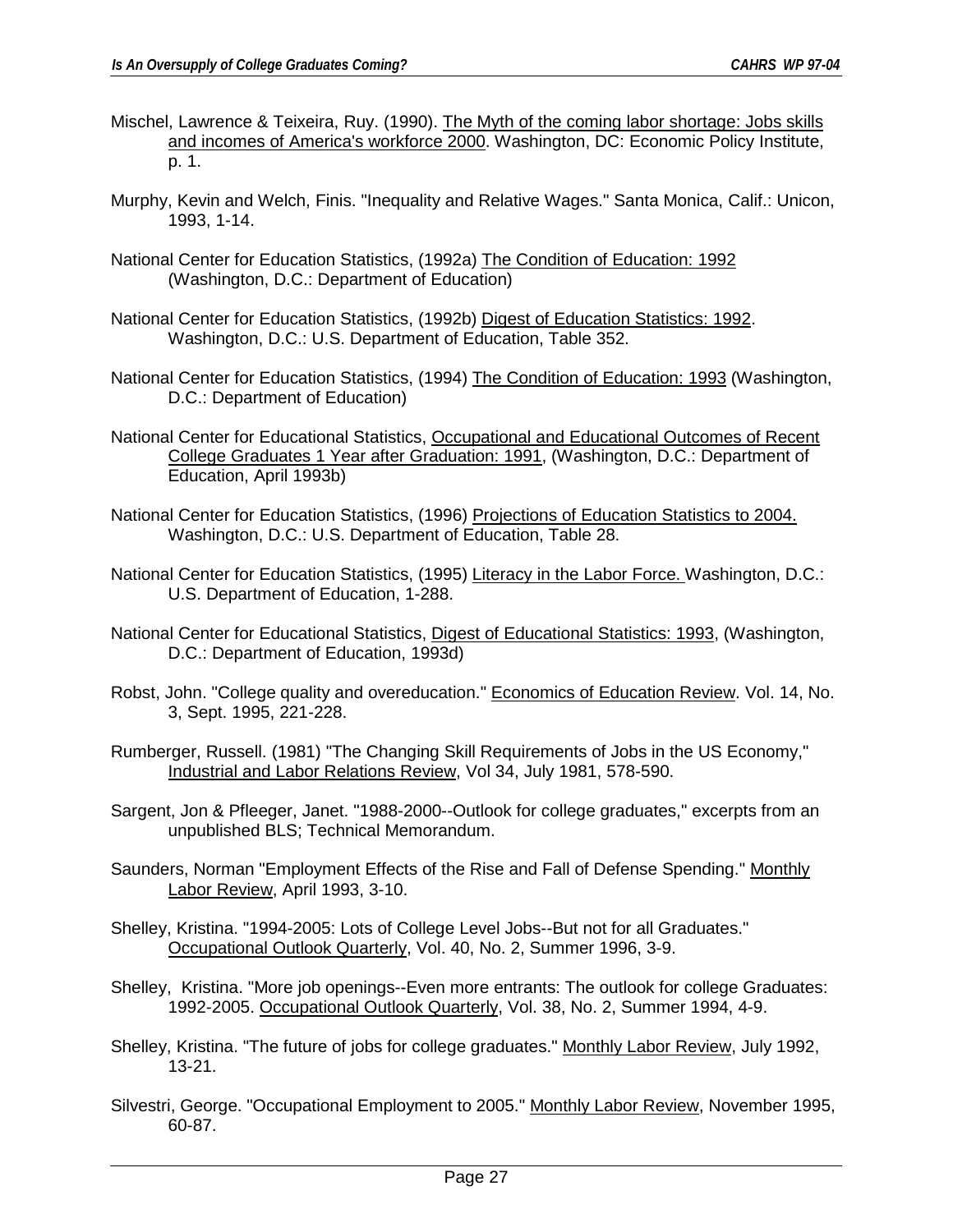Mischel, Lawrence & Teixeira, Ruy. (1990). The Myth of the coming labor shortage: Jobs skills and incomes of America's workforce 2000. Washington, DC: Economic Policy Institute, p. 1.

Murphy, Kevin and Welch, Finis. "Inequality and Relative Wages." Santa Monica, Calif.: Unicon, 1993, 1-14.

National Center for Education Statistics, (1992a) The Condition of Education: 1992 (Washington, D.C.: Department of Education)

National Center for Education Statistics, (1992b) Digest of Education Statistics: 1992. Washington, D.C.: U.S. Department of Education, Table 352.

National Center for Education Statistics, (1994) The Condition of Education: 1993 (Washington, D.C.: Department of Education)

National Center for Educational Statistics, Occupational and Educational Outcomes of Recent College Graduates 1 Year after Graduation: 1991, (Washington, D.C.: Department of Education, April 1993b)

National Center for Education Statistics, (1996) Projections of Education Statistics to 2004. Washington, D.C.: U.S. Department of Education, Table 28.

National Center for Education Statistics, (1995) Literacy in the Labor Force. Washington, D.C.: U.S. Department of Education, 1-288.

National Center for Educational Statistics, Digest of Educational Statistics: 1993, (Washington, D.C.: Department of Education, 1993d)

Robst, John. "College quality and overeducation." Economics of Education Review. Vol. 14, No. 3, Sept. 1995, 221-228.

Rumberger, Russell. (1981) "The Changing Skill Requirements of Jobs in the US Economy," Industrial and Labor Relations Review, Vol 34, July 1981, 578-590.

Sargent, Jon & Pfleeger, Janet. "1988-2000--Outlook for college graduates," excerpts from an unpublished BLS; Technical Memorandum.

Saunders, Norman "Employment Effects of the Rise and Fall of Defense Spending." Monthly Labor Review, April 1993, 3-10.

Shelley, Kristina. "1994-2005: Lots of College Level Jobs--But not for all Graduates." Occupational Outlook Quarterly, Vol. 40, No. 2, Summer 1996, 3-9.

Shelley, Kristina. "More job openings--Even more entrants: The outlook for college Graduates: 1992-2005. Occupational Outlook Quarterly, Vol. 38, No. 2, Summer 1994, 4-9.

Shelley, Kristina. "The future of jobs for college graduates." Monthly Labor Review, July 1992, 13-21.

Silvestri, George. "Occupational Employment to 2005." Monthly Labor Review, November 1995, 60-87.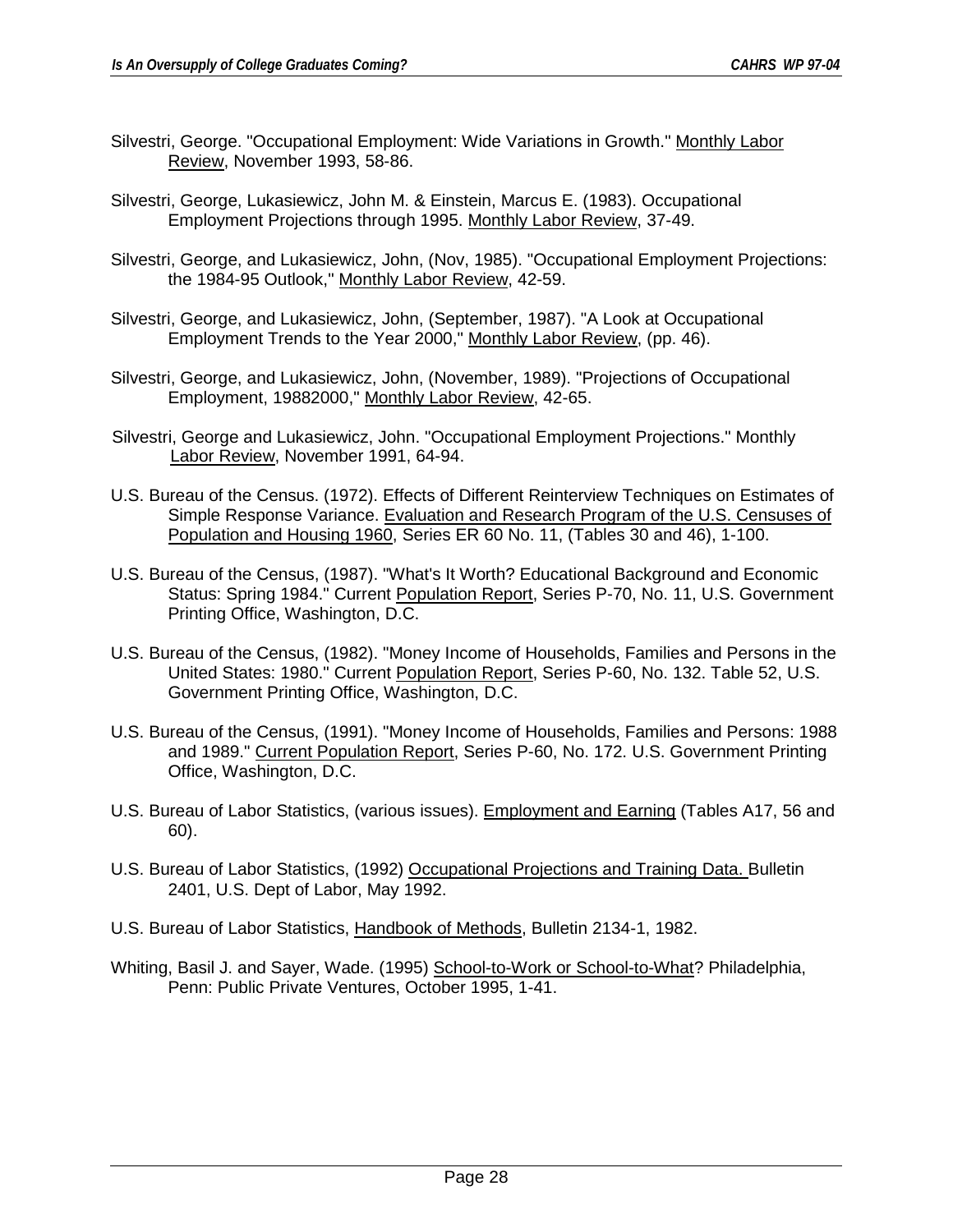Silvestri, George. "Occupational Employment: Wide Variations in Growth." Monthly Labor Review, November 1993, 58-86.

Silvestri, George, Lukasiewicz, John M. & Einstein, Marcus E. (1983). Occupational Employment Projections through 1995. Monthly Labor Review, 37-49.

Silvestri, George, and Lukasiewicz, John, (Nov, 1985). "Occupational Employment Projections: the 1984-95 Outlook," Monthly Labor Review, 42-59.

Silvestri, George, and Lukasiewicz, John, (September, 1987). "A Look at Occupational Employment Trends to the Year 2000," Monthly Labor Review, (pp. 46).

Silvestri, George, and Lukasiewicz, John, (November, 1989). "Projections of Occupational Employment, 19882000," Monthly Labor Review, 42-65.

Silvestri, George and Lukasiewicz, John. "Occupational Employment Projections." Monthly Labor Review, November 1991, 64-94.

U.S. Bureau of the Census. (1972). Effects of Different Reinterview Techniques on Estimates of Simple Response Variance. Evaluation and Research Program of the U.S. Censuses of Population and Housing 1960, Series ER 60 No. 11, (Tables 30 and 46), 1-100.

U.S. Bureau of the Census, (1987). "What's It Worth? Educational Background and Economic Status: Spring 1984." Current Population Report, Series P-70, No. 11, U.S. Government Printing Office, Washington, D.C.

U.S. Bureau of the Census, (1982). "Money Income of Households, Families and Persons in the United States: 1980." Current Population Report, Series P-60, No. 132. Table 52, U.S. Government Printing Office, Washington, D.C.

U.S. Bureau of the Census, (1991). "Money Income of Households, Families and Persons: 1988 and 1989." Current Population Report, Series P-60, No. 172. U.S. Government Printing Office, Washington, D.C.

U.S. Bureau of Labor Statistics, (various issues). Employment and Earning (Tables A17, 56 and 60).

U.S. Bureau of Labor Statistics, (1992) Occupational Projections and Training Data. Bulletin 2401, U.S. Dept of Labor, May 1992.

U.S. Bureau of Labor Statistics, Handbook of Methods, Bulletin 2134-1, 1982.

Whiting, Basil J. and Sayer, Wade. (1995) School-to-Work or School-to-What? Philadelphia, Penn: Public Private Ventures, October 1995, 1-41.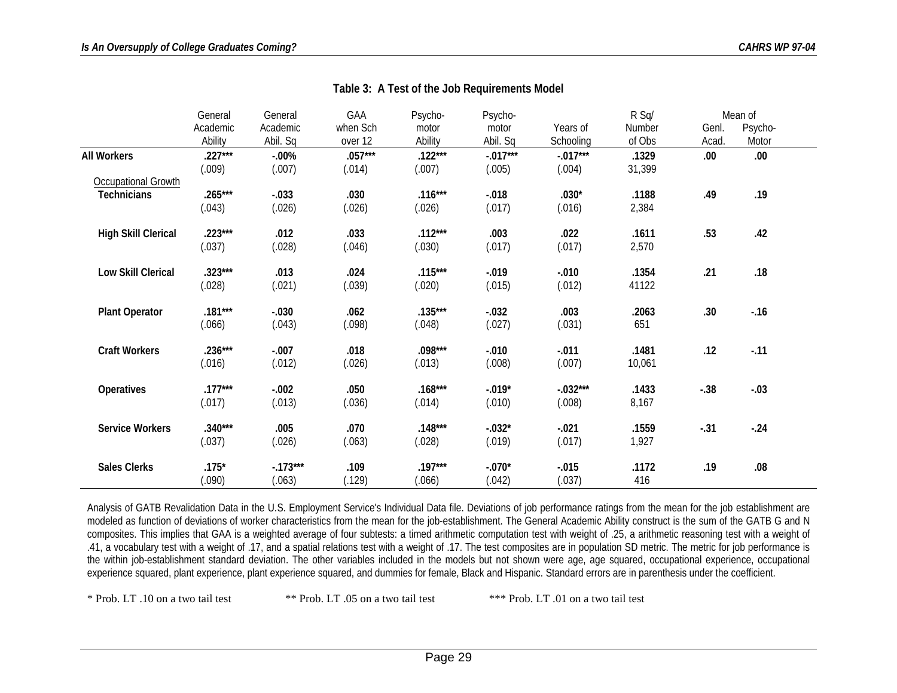**Table 3: A Test of the Job Requirements Model**

| | General Academic Ability | General Academic Abil. Sq | GAA when Sch over 12 | Psycho-motor Ability | Psycho-motor Abil. Sq | Years of Schooling | R Sq/ Number of Obs | Mean of Genl. Acad. | Mean of Psycho-Motor |
|---|---|---|---|---|---|---|---|---|---|
| **All Workers** | **.227***<br>(.009) | **-.00%**<br>(.007) | **.057***<br>(.014) | **.122***<br>(.007) | **-.017***<br>(.005) | **-.017***<br>(.004) | **.1329**<br>31,399 | **.00** | **.00** |
| Occupational Growth | | | | | | | | | |
| **Technicians** | **.265***<br>(.043) | **-.033**<br>(.026) | **.030**<br>(.026) | **.116***<br>(.026) | **-.018**<br>(.017) | **.030***<br>(.016) | **.1188**<br>2,384 | **.49** | **.19** |
| **High Skill Clerical** | **.223***<br>(.037) | **.012**<br>(.028) | **.033**<br>(.046) | **.112***<br>(.030) | **.003**<br>(.017) | **.022**<br>(.017) | **.1611**<br>2,570 | **.53** | **.42** |
| **Low Skill Clerical** | **.323***<br>(.028) | **.013**<br>(.021) | **.024**<br>(.039) | **.115***<br>(.020) | **-.019**<br>(.015) | **-.010**<br>(.012) | **.1354**<br>41122 | **.21** | **.18** |
| **Plant Operator** | **.181***<br>(.066) | **-.030**<br>(.043) | **.062**<br>(.098) | **.135***<br>(.048) | **-.032**<br>(.027) | **.003**<br>(.031) | **.2063**<br>651 | **.30** | **-.16** |
| **Craft Workers** | **.236***<br>(.016) | **-.007**<br>(.012) | **.018**<br>(.026) | **.098***<br>(.013) | **-.010**<br>(.008) | **-.011**<br>(.007) | **.1481**<br>10,061 | **.12** | **-.11** |
| **Operatives** | **.177***<br>(.017) | **-.002**<br>(.013) | **.050**<br>(.036) | **.168***<br>(.014) | **-.019***<br>(.010) | **-.032***<br>(.008) | **.1433**<br>8,167 | **-.38** | **-.03** |
| **Service Workers** | **.340***<br>(.037) | **.005**<br>(.026) | **.070**<br>(.063) | **.148***<br>(.028) | **-.032***<br>(.019) | **-.021**<br>(.017) | **.1559**<br>1,927 | **-.31** | **-.24** |
| **Sales Clerks** | **.175***<br>(.090) | **-.173***<br>(.063) | **.109**<br>(.129) | **.197***<br>(.066) | **-.070***<br>(.042) | **-.015**<br>(.037) | **.1172**<br>416 | **.19** | **.08** |

Analysis of GATB Revalidation Data in the U.S. Employment Service's Individual Data file. Deviations of job performance ratings from the mean for the job establishment are modeled as function of deviations of worker characteristics from the mean for the job-establishment. The General Academic Ability construct is the sum of the GATB G and N composites. This implies that GAA is a weighted average of four subtests: a timed arithmetic computation test with weight of .25, a arithmetic reasoning test with a weight of .41, a vocabulary test with a weight of .17, and a spatial relations test with a weight of .17. The test composites are in population SD metric. The metric for job performance is the within job-establishment standard deviation. The other variables included in the models but not shown were age, age squared, occupational experience, occupational experience squared, plant experience, plant experience squared, and dummies for female, Black and Hispanic. Standard errors are in parenthesis under the coefficient.

\* Prob. LT .10 on a two tail test ** Prob. LT .05 on a two tail test *** Prob. LT .01 on a two tail test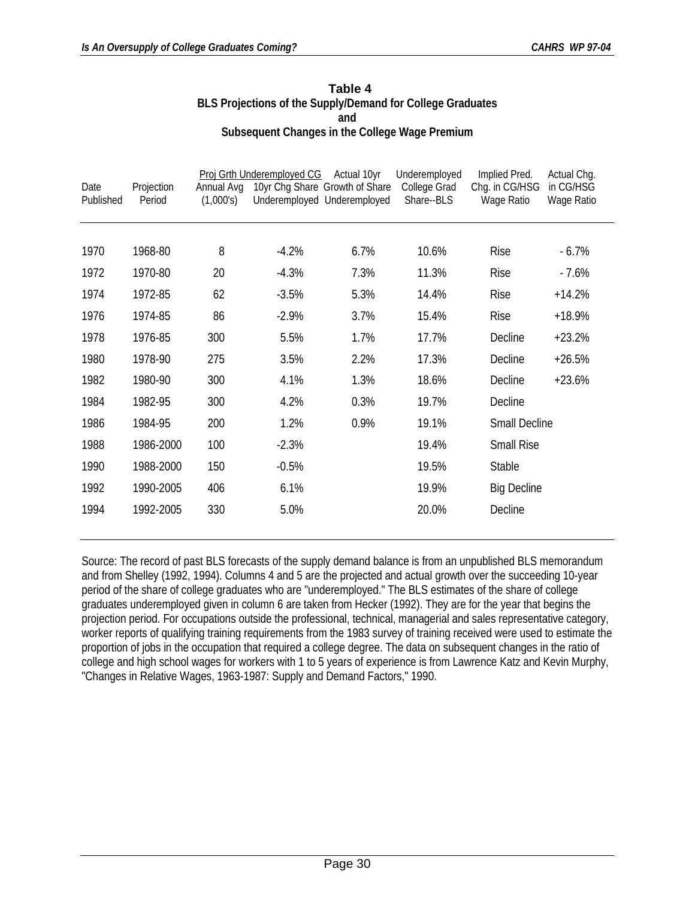**Table 4**
**BLS Projections of the Supply/Demand for College Graduates**
**and**
**Subsequent Changes in the College Wage Premium**

| Date Published | Projection Period | Proj Grth Underemployed CG: Annual Avg (1,000's) | Proj Grth Underemployed CG: 10yr Chg Share Underemployed | Actual 10yr Growth of Share Underemployed | Underemployed College Grad Share--BLS | Implied Pred. Chg. in CG/HSG Wage Ratio | Actual Chg. in CG/HSG Wage Ratio |
|---|---|---|---|---|---|---|---|
| 1970 | 1968-80 | 8 | -4.2% | 6.7% | 10.6% | Rise | - 6.7% |
| 1972 | 1970-80 | 20 | -4.3% | 7.3% | 11.3% | Rise | - 7.6% |
| 1974 | 1972-85 | 62 | -3.5% | 5.3% | 14.4% | Rise | +14.2% |
| 1976 | 1974-85 | 86 | -2.9% | 3.7% | 15.4% | Rise | +18.9% |
| 1978 | 1976-85 | 300 | 5.5% | 1.7% | 17.7% | Decline | +23.2% |
| 1980 | 1978-90 | 275 | 3.5% | 2.2% | 17.3% | Decline | +26.5% |
| 1982 | 1980-90 | 300 | 4.1% | 1.3% | 18.6% | Decline | +23.6% |
| 1984 | 1982-95 | 300 | 4.2% | 0.3% | 19.7% | Decline | |
| 1986 | 1984-95 | 200 | 1.2% | 0.9% | 19.1% | Small Decline | |
| 1988 | 1986-2000 | 100 | -2.3% | | 19.4% | Small Rise | |
| 1990 | 1988-2000 | 150 | -0.5% | | 19.5% | Stable | |
| 1992 | 1990-2005 | 406 | 6.1% | | 19.9% | Big Decline | |
| 1994 | 1992-2005 | 330 | 5.0% | | 20.0% | Decline | |

Source: The record of past BLS forecasts of the supply demand balance is from an unpublished BLS memorandum and from Shelley (1992, 1994). Columns 4 and 5 are the projected and actual growth over the succeeding 10-year period of the share of college graduates who are "underemployed." The BLS estimates of the share of college graduates underemployed given in column 6 are taken from Hecker (1992). They are for the year that begins the projection period. For occupations outside the professional, technical, managerial and sales representative category, worker reports of qualifying training requirements from the 1983 survey of training received were used to estimate the proportion of jobs in the occupation that required a college degree. The data on subsequent changes in the ratio of college and high school wages for workers with 1 to 5 years of experience is from Lawrence Katz and Kevin Murphy, "Changes in Relative Wages, 1963-1987: Supply and Demand Factors," 1990.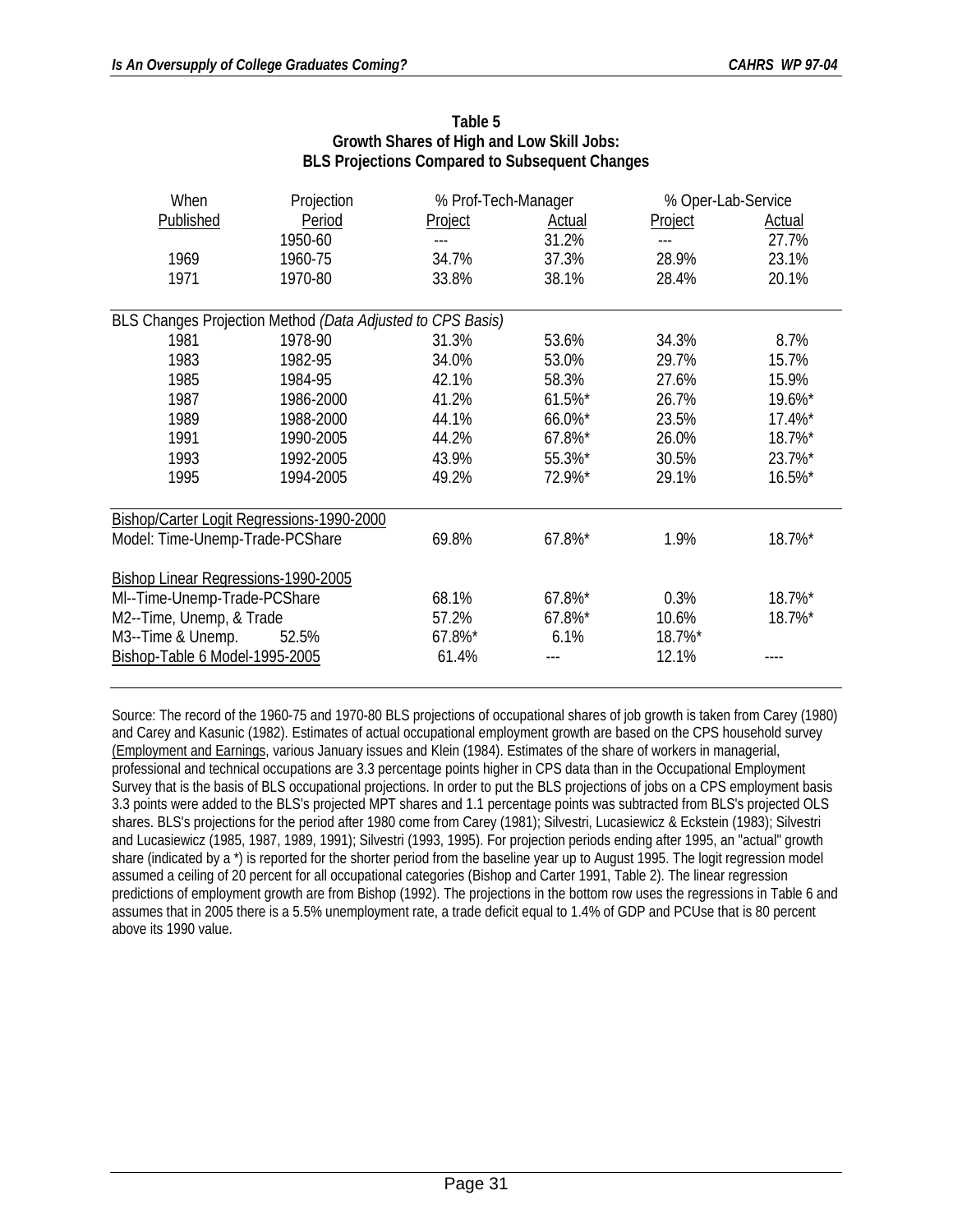**Table 5**
**Growth Shares of High and Low Skill Jobs:**
**BLS Projections Compared to Subsequent Changes**

| When Published | Projection Period | % Prof-Tech-Manager Project | % Prof-Tech-Manager Actual | % Oper-Lab-Service Project | % Oper-Lab-Service Actual |
|---|---|---|---|---|---|
| | 1950-60 | --- | 31.2% | --- | 27.7% |
| 1969 | 1960-75 | 34.7% | 37.3% | 28.9% | 23.1% |
| 1971 | 1970-80 | 33.8% | 38.1% | 28.4% | 20.1% |
| BLS Changes Projection Method *(Data Adjusted to CPS Basis)* | | | | | |
| 1981 | 1978-90 | 31.3% | 53.6% | 34.3% | 8.7% |
| 1983 | 1982-95 | 34.0% | 53.0% | 29.7% | 15.7% |
| 1985 | 1984-95 | 42.1% | 58.3% | 27.6% | 15.9% |
| 1987 | 1986-2000 | 41.2% | 61.5%* | 26.7% | 19.6%* |
| 1989 | 1988-2000 | 44.1% | 66.0%* | 23.5% | 17.4%* |
| 1991 | 1990-2005 | 44.2% | 67.8%* | 26.0% | 18.7%* |
| 1993 | 1992-2005 | 43.9% | 55.3%* | 30.5% | 23.7%* |
| 1995 | 1994-2005 | 49.2% | 72.9%* | 29.1% | 16.5%* |
| Bishop/Carter Logit Regressions-1990-2000 | | | | | |
| Model: Time-Unemp-Trade-PCShare | | 69.8% | 67.8%* | 1.9% | 18.7%* |
| Bishop Linear Regressions-1990-2005 | | | | | |
| MI--Time-Unemp-Trade-PCShare | | 68.1% | 67.8%* | 0.3% | 18.7%* |
| M2--Time, Unemp, & Trade | | 57.2% | 67.8%* | 10.6% | 18.7%* |
| M3--Time & Unemp. | 52.5% | 67.8%* | 6.1% | 18.7%* | |
| Bishop-Table 6 Model-1995-2005 | | 61.4% | --- | 12.1% | ---- |

Source: The record of the 1960-75 and 1970-80 BLS projections of occupational shares of job growth is taken from Carey (1980) and Carey and Kasunic (1982). Estimates of actual occupational employment growth are based on the CPS household survey (Employment and Earnings, various January issues and Klein (1984). Estimates of the share of workers in managerial, professional and technical occupations are 3.3 percentage points higher in CPS data than in the Occupational Employment Survey that is the basis of BLS occupational projections. In order to put the BLS projections of jobs on a CPS employment basis 3.3 points were added to the BLS's projected MPT shares and 1.1 percentage points was subtracted from BLS's projected OLS shares. BLS's projections for the period after 1980 come from Carey (1981); Silvestri, Lucasiewicz & Eckstein (1983); Silvestri and Lucasiewicz (1985, 1987, 1989, 1991); Silvestri (1993, 1995). For projection periods ending after 1995, an "actual" growth share (indicated by a *) is reported for the shorter period from the baseline year up to August 1995. The logit regression model assumed a ceiling of 20 percent for all occupational categories (Bishop and Carter 1991, Table 2). The linear regression predictions of employment growth are from Bishop (1992). The projections in the bottom row uses the regressions in Table 6 and assumes that in 2005 there is a 5.5% unemployment rate, a trade deficit equal to 1.4% of GDP and PCUse that is 80 percent above its 1990 value.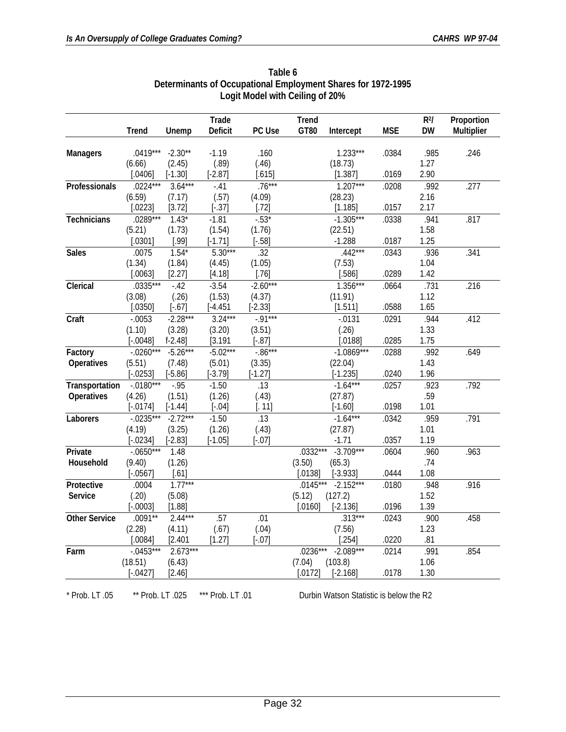**Table 6**
**Determinants of Occupational Employment Shares for 1972-1995**
**Logit Model with Ceiling of 20%**

| | Trend | Unemp | Trade Deficit | PC Use | Trend GT80 | Intercept | MSE | $R^2$/ DW | Proportion Multiplier |
|---|---|---|---|---|---|---|---|---|---|
| **Managers** | .0419*** | -2.30** | -1.19 | .160 | | 1.233*** | .0384 | .985 | .246 |
| | (6.66) | (2.45) | (.89) | (.46) | | (18.73) | | 1.27 | |
| | [.0406] | [-1.30] | [-2.87] | [.615] | | [1.387] | .0169 | 2.90 | |
| **Professionals** | .0224*** | 3.64*** | -.41 | .76*** | | 1.207*** | .0208 | .992 | .277 |
| | (6.59) | (7.17) | (.57) | (4.09) | | (28.23) | | 2.16 | |
| | [.0223] | [3.72] | [-.37] | [.72] | | [1.185] | .0157 | 2.17 | |
| **Technicians** | .0289*** | 1.43* | -1.81 | -.53* | | -1.305*** | .0338 | .941 | .817 |
| | (5.21) | (1.73) | (1.54) | (1.76) | | (22.51) | | 1.58 | |
| | [.0301] | [.99] | [-1.71] | [-.58] | | -1.288 | .0187 | 1.25 | |
| **Sales** | .0075 | 1.54* | 5.30*** | .32 | | .442*** | .0343 | .936 | .341 |
| | (1.34) | (1.84) | (4.45) | (1.05) | | (7.53) | | 1.04 | |
| | [.0063] | [2.27] | [4.18] | [.76] | | [.586] | .0289 | 1.42 | |
| **Clerical** | .0335*** | -.42 | -3.54 | -2.60*** | | 1.356*** | .0664 | .731 | .216 |
| | (3.08) | (.26) | (1.53) | (4.37) | | (11.91) | | 1.12 | |
| | [.0350] | [-.67] | [-4.451 | [-2.33] | | [1.511] | .0588 | 1.65 | |
| **Craft** | -.0053 | -2.28*** | 3.24*** | -.91*** | | -.0131 | .0291 | .944 | .412 |
| | (1.10) | (3.28) | (3.20) | (3.51) | | (.26) | | 1.33 | |
| | [-.0048] | f-2.48] | [3.191 | [-.87] | | [.0188] | .0285 | 1.75 | |
| **Factory Operatives** | -.0260*** | -5.26*** | -5.02*** | -.86*** | | -1.0869*** | .0288 | .992 | .649 |
| | (5.51) | (7.48) | (5.01) | (3.35) | | (22.04) | | 1.43 | |
| | [-.0253] | [-5.86] | [-3.79] | [-1.27] | | [-1.235] | .0240 | 1.96 | |
| **Transportation Operatives** | -.0180*** | -.95 | -1.50 | .13 | | -1.64*** | .0257 | .923 | .792 |
| | (4.26) | (1.51) | (1.26) | (.43) | | (27.87) | | .59 | |
| | [-.0174] | [-1.44] | [-.04] | [. 11] | | [-1.60] | .0198 | 1.01 | |
| **Laborers** | -.0235*** | -2.72*** | -1.50 | .13 | | -1.64*** | .0342 | .959 | .791 |
| | (4.19) | (3.25) | (1.26) | (.43) | | (27.87) | | 1.01 | |
| | [-.0234] | [-2.83] | [-1.05] | [-.07] | | -1.71 | .0357 | 1.19 | |
| **Private Household** | -.0650*** | 1.48 | | | .0332*** | -3.709*** | .0604 | .960 | .963 |
| | (9.40) | (1.26) | | | (3.50) | (65.3) | | .74 | |
| | [-.0567] | [.61] | | | [.0138] | [-3.933] | .0444 | 1.08 | |
| **Protective Service** | .0004 | 1.77*** | | | .0145*** | -2.152*** | .0180 | .948 | .916 |
| | (.20) | (5.08) | | | (5.12) | (127.2) | | 1.52 | |
| | [-.0003] | [1.88] | | | [.0160] | [-2.136] | .0196 | 1.39 | |
| **Other Service** | .0091** | 2.44*** | .57 | .01 | | .313*** | .0243 | .900 | .458 |
| | (2.28) | (4.11) | (.67) | (.04) | | (7.56) | | 1.23 | |
| | [.0084] | [2.401 | [1.27] | [-.07] | | [.254] | .0220 | .81 | |
| **Farm** | -.0453*** | 2.673*** | | | .0236*** | -2.089*** | .0214 | .991 | .854 |
| | (18.51) | (6.43) | | | (7.04) | (103.8) | | 1.06 | |
| | [-.0427] | [2.46] | | | [.0172] | [-2.168] | .0178 | 1.30 | |

\* Prob. LT .05 ** Prob. LT .025 *** Prob. LT .01 Durbin Watson Statistic is below the R2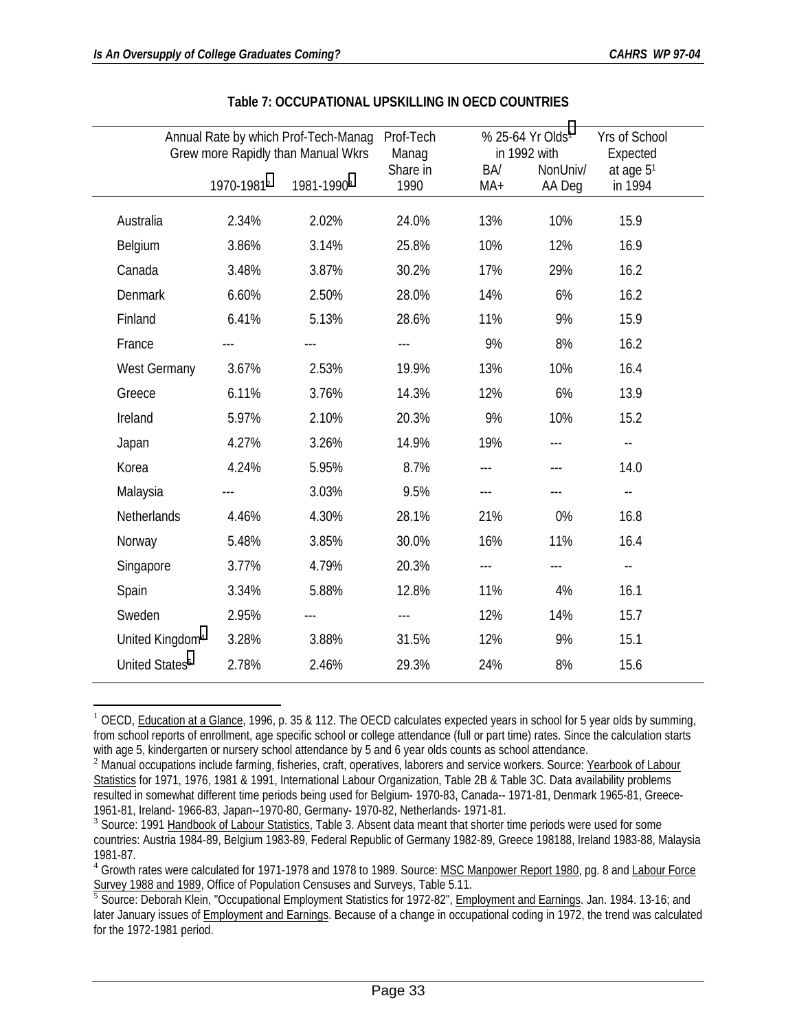**Table 7: OCCUPATIONAL UPSKILLING IN OECD COUNTRIES**

| | Annual Rate by which Prof-Tech-Manag Grew more Rapidly than Manual Wkrs | | Prof-Tech Manag Share in 1990 | % 25-64 Yr Olds[1] in 1992 with | | Yrs of School Expected at age 5[1] in 1994 |
|---|---|---|---|---|---|---|
| | 1970-1981[2] | 1981-1990[3] | | BA/ MA+ | NonUniv/ AA Deg | |
| Australia | 2.34% | 2.02% | 24.0% | 13% | 10% | 15.9 |
| Belgium | 3.86% | 3.14% | 25.8% | 10% | 12% | 16.9 |
| Canada | 3.48% | 3.87% | 30.2% | 17% | 29% | 16.2 |
| Denmark | 6.60% | 2.50% | 28.0% | 14% | 6% | 16.2 |
| Finland | 6.41% | 5.13% | 28.6% | 11% | 9% | 15.9 |
| France | --- | --- | --- | 9% | 8% | 16.2 |
| West Germany | 3.67% | 2.53% | 19.9% | 13% | 10% | 16.4 |
| Greece | 6.11% | 3.76% | 14.3% | 12% | 6% | 13.9 |
| Ireland | 5.97% | 2.10% | 20.3% | 9% | 10% | 15.2 |
| Japan | 4.27% | 3.26% | 14.9% | 19% | --- | -- |
| Korea | 4.24% | 5.95% | 8.7% | --- | --- | 14.0 |
| Malaysia | --- | 3.03% | 9.5% | --- | --- | -- |
| Netherlands | 4.46% | 4.30% | 28.1% | 21% | 0% | 16.8 |
| Norway | 5.48% | 3.85% | 30.0% | 16% | 11% | 16.4 |
| Singapore | 3.77% | 4.79% | 20.3% | --- | --- | -- |
| Spain | 3.34% | 5.88% | 12.8% | 11% | 4% | 16.1 |
| Sweden | 2.95% | --- | --- | 12% | 14% | 15.7 |
| United Kingdom[4] | 3.28% | 3.88% | 31.5% | 12% | 9% | 15.1 |
| United States[5] | 2.78% | 2.46% | 29.3% | 24% | 8% | 15.6 |

[1] OECD, Education at a Glance, 1996, p. 35 & 112. The OECD calculates expected years in school for 5 year olds by summing, from school reports of enrollment, age specific school or college attendance (full or part time) rates. Since the calculation starts with age 5, kindergarten or nursery school attendance by 5 and 6 year olds counts as school attendance.

[2] Manual occupations include farming, fisheries, craft, operatives, laborers and service workers. Source: Yearbook of Labour Statistics for 1971, 1976, 1981 & 1991, International Labour Organization, Table 2B & Table 3C. Data availability problems resulted in somewhat different time periods being used for Belgium- 1970-83, Canada-- 1971-81, Denmark 1965-81, Greece- 1961-81, Ireland- 1966-83, Japan--1970-80, Germany- 1970-82, Netherlands- 1971-81.

[3] Source: 1991 Handbook of Labour Statistics, Table 3. Absent data meant that shorter time periods were used for some countries: Austria 1984-89, Belgium 1983-89, Federal Republic of Germany 1982-89, Greece 198188, Ireland 1983-88, Malaysia 1981-87.

[4] Growth rates were calculated for 1971-1978 and 1978 to 1989. Source: MSC Manpower Report 1980, pg. 8 and Labour Force Survey 1988 and 1989, Office of Population Censuses and Surveys, Table 5.11.

[5] Source: Deborah Klein, "Occupational Employment Statistics for 1972-82", Employment and Earnings. Jan. 1984. 13-16; and later January issues of Employment and Earnings. Because of a change in occupational coding in 1972, the trend was calculated for the 1972-1981 period.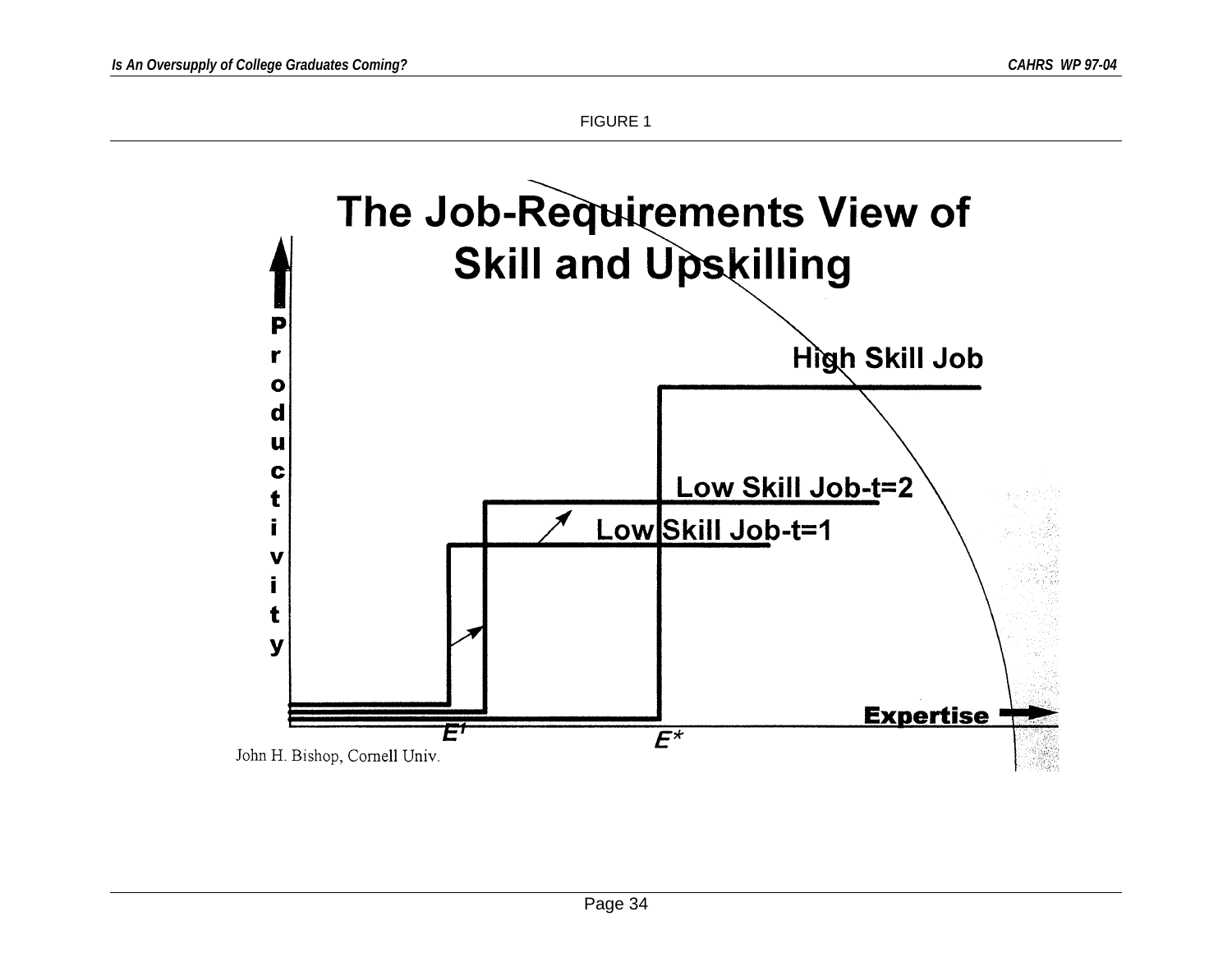FIGURE 1

# The Job-Requirements View of Skill and Upskilling

Productivity

High Skill Job

Low Skill Job-t=2

Low Skill Job-t=1

Expertise

$E^1$

$E^*$

John H. Bishop, Cornell Univ.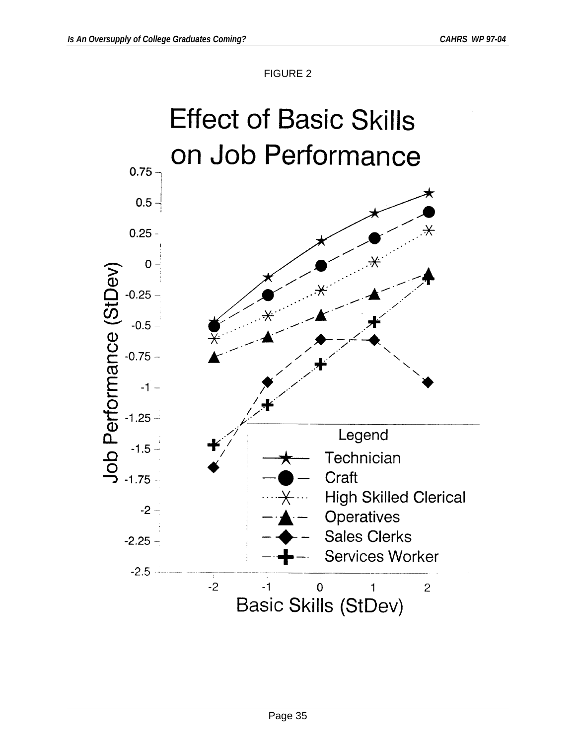FIGURE 2

Effect of Basic Skills on Job Performance

Job Performance (StDev)

0.75
0.5
0.25
0
-0.25
-0.5
-0.75
-1
-1.25
-1.5
-1.75
-2
-2.25
-2.5

-2 -1 0 1 2

Basic Skills (StDev)

Legend
- Technician
- Craft
- High Skilled Clerical
- Operatives
- Sales Clerks
- Services Worker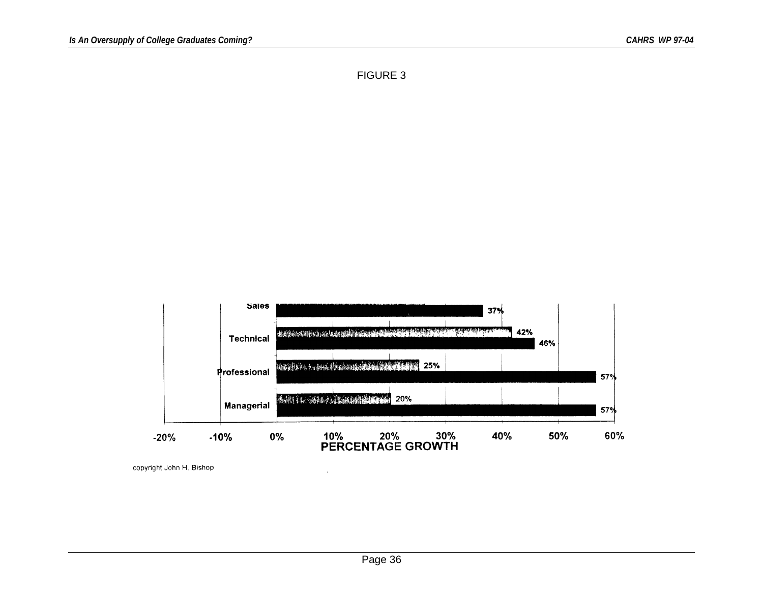FIGURE 3

Sales 37%

Technical 42% 46%

Professional 25% 57%

Managerial 20% 57%

-20% -10% 0% 10% 20% 30% 40% 50% 60%

PERCENTAGE GROWTH

copyright John H. Bishop